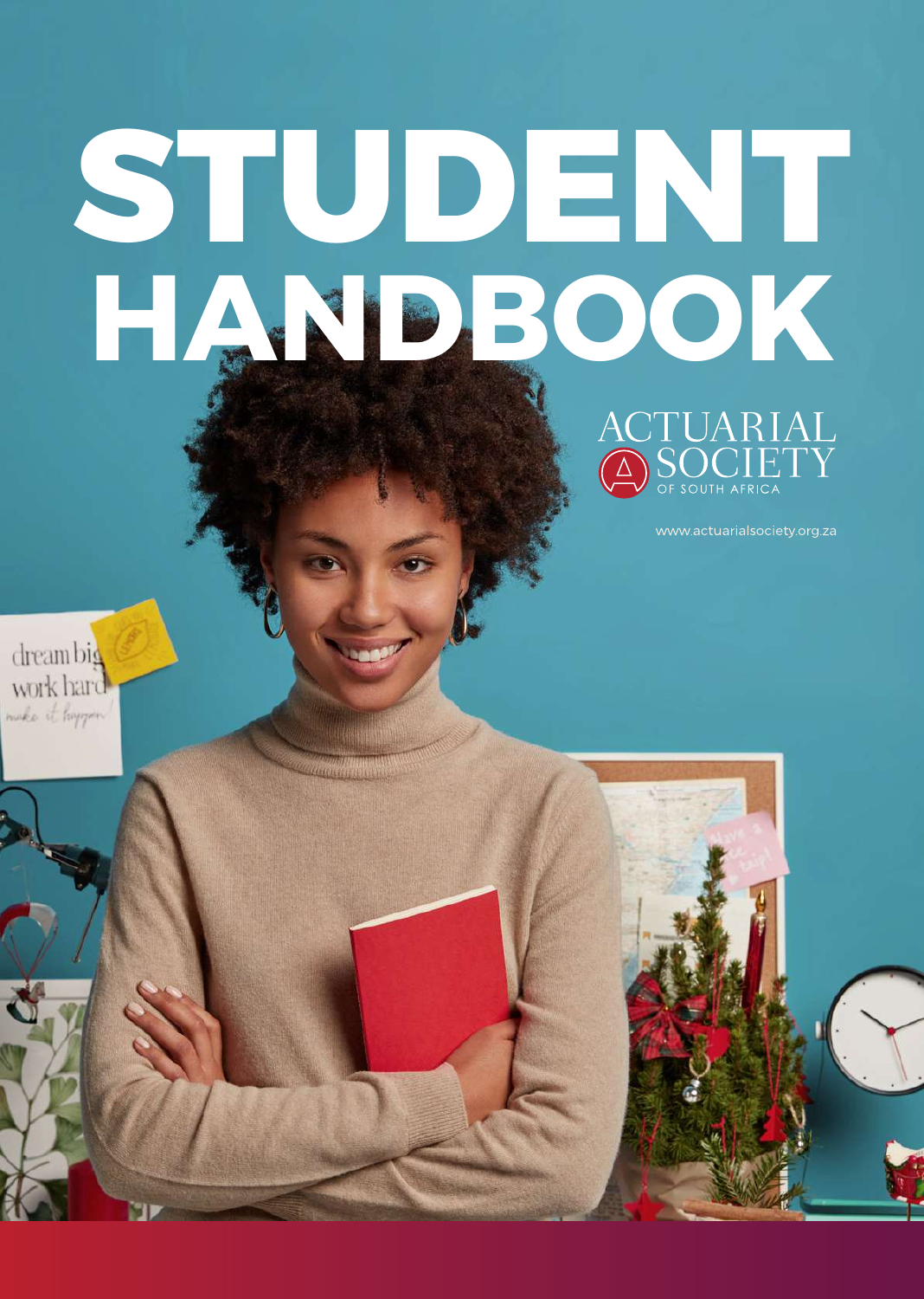# STUDENT HANDBOOK

ACTUARIAL SOCIETY OF SOUTH AFRICA

www.actuarialsociety.org.za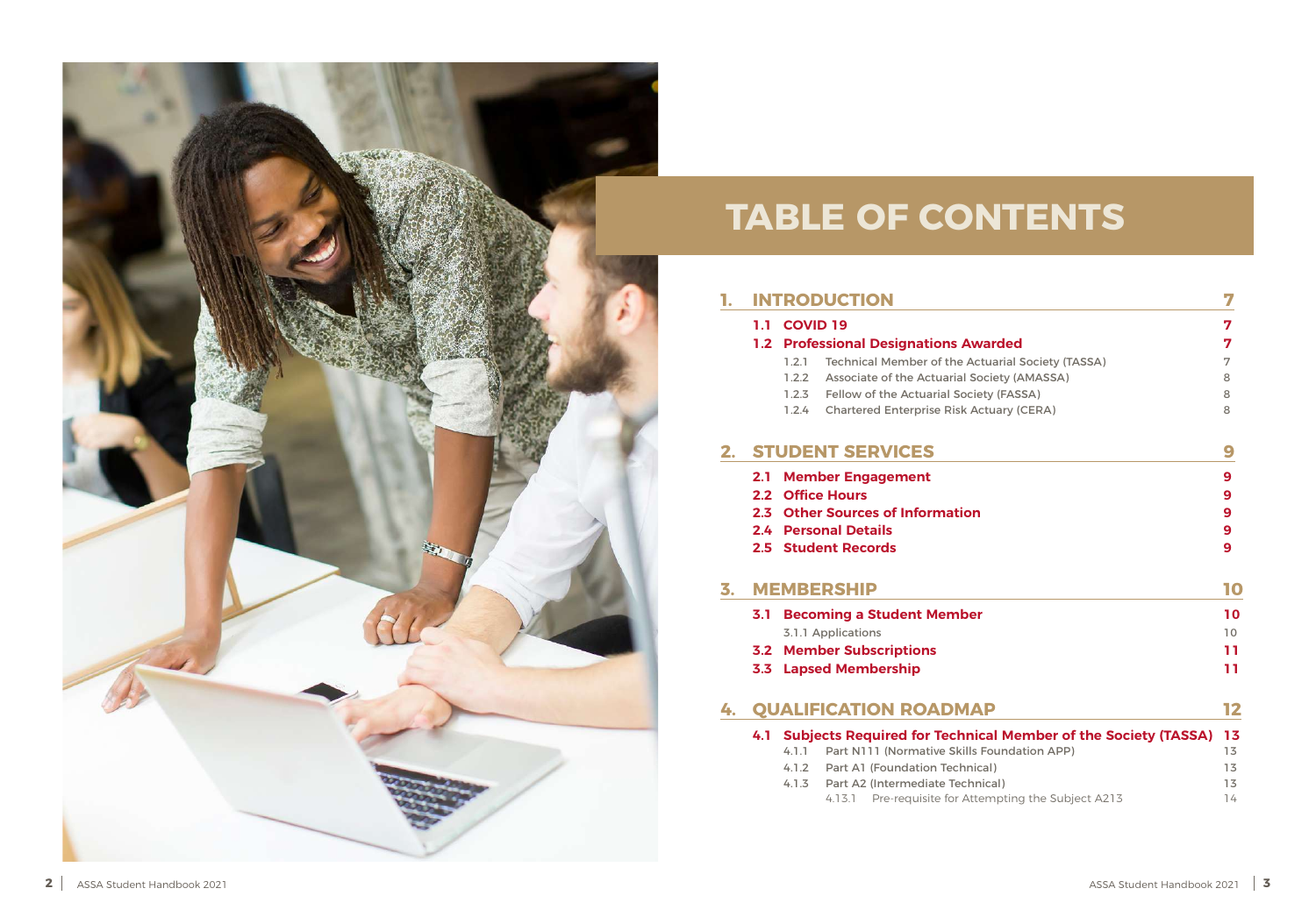# TABLE OF CONTENTS

| | | |
|---|---|---|
| **1.** | **INTRODUCTION** | **7** |
| **1.1** | **COVID 19** | **7** |
| **1.2** | **Professional Designations Awarded** | **7** |
| 1.2.1 | Technical Member of the Actuarial Society (TASSA) | 7 |
| 1.2.2 | Associate of the Actuarial Society (AMASSA) | 8 |
| 1.2.3 | Fellow of the Actuarial Society (FASSA) | 8 |
| 1.2.4 | Chartered Enterprise Risk Actuary (CERA) | 8 |
| **2.** | **STUDENT SERVICES** | **9** |
| **2.1** | **Member Engagement** | **9** |
| **2.2** | **Office Hours** | **9** |
| **2.3** | **Other Sources of Information** | **9** |
| **2.4** | **Personal Details** | **9** |
| **2.5** | **Student Records** | **9** |
| **3.** | **MEMBERSHIP** | **10** |
| **3.1** | **Becoming a Student Member** | **10** |
| 3.1.1 | Applications | 10 |
| **3.2** | **Member Subscriptions** | **11** |
| **3.3** | **Lapsed Membership** | **11** |
| **4.** | **QUALIFICATION ROADMAP** | **12** |
| **4.1** | **Subjects Required for Technical Member of the Society (TASSA)** | **13** |
| 4.1.1 | Part N111 (Normative Skills Foundation APP) | 13 |
| 4.1.2 | Part A1 (Foundation Technical) | 13 |
| 4.1.3 | Part A2 (Intermediate Technical) | 13 |
| 4.13.1 | Pre-requisite for Attempting the Subject A213 | 14 |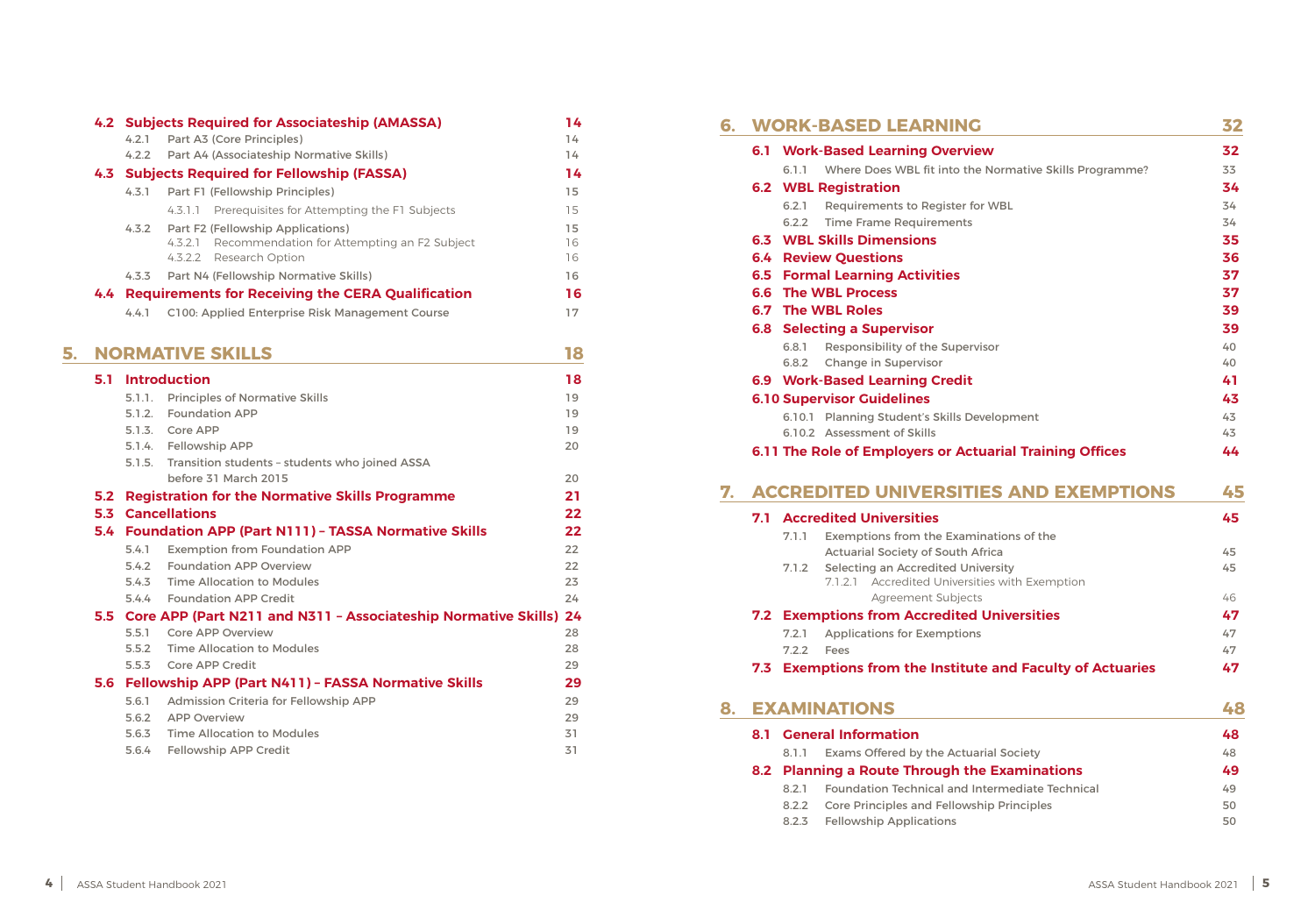**4.2 Subjects Required for Associateship (AMASSA)** 14

- 4.2.1 Part A3 (Core Principles) 14
- 4.2.2 Part A4 (Associateship Normative Skills) 14

**4.3 Subjects Required for Fellowship (FASSA)** 14

- 4.3.1 Part F1 (Fellowship Principles) 15
  - 4.3.1.1 Prerequisites for Attempting the F1 Subjects 15
- 4.3.2 Part F2 (Fellowship Applications) 15
  - 4.3.2.1 Recommendation for Attempting an F2 Subject 16
  - 4.3.2.2 Research Option 16
- 4.3.3 Part N4 (Fellowship Normative Skills) 16

**4.4 Requirements for Receiving the CERA Qualification** 16

- 4.4.1 C100: Applied Enterprise Risk Management Course 17

## 5. NORMATIVE SKILLS 18

**5.1 Introduction** 18

- 5.1.1. Principles of Normative Skills 19
- 5.1.2. Foundation APP 19
- 5.1.3. Core APP 19
- 5.1.4. Fellowship APP 20
- 5.1.5. Transition students – students who joined ASSA before 31 March 2015 20

**5.2 Registration for the Normative Skills Programme** 21

**5.3 Cancellations** 22

**5.4 Foundation APP (Part N111) – TASSA Normative Skills** 22

- 5.4.1 Exemption from Foundation APP 22
- 5.4.2 Foundation APP Overview 22
- 5.4.3 Time Allocation to Modules 23
- 5.4.4 Foundation APP Credit 24

**5.5 Core APP (Part N211 and N311 – Associateship Normative Skills)** 24

- 5.5.1 Core APP Overview 28
- 5.5.2 Time Allocation to Modules 28
- 5.5.3 Core APP Credit 29

**5.6 Fellowship APP (Part N411) – FASSA Normative Skills** 29

- 5.6.1 Admission Criteria for Fellowship APP 29
- 5.6.2 APP Overview 29
- 5.6.3 Time Allocation to Modules 31
- 5.6.4 Fellowship APP Credit 31

## 6. WORK-BASED LEARNING 32

**6.1 Work-Based Learning Overview** 32

- 6.1.1 Where Does WBL fit into the Normative Skills Programme? 33

**6.2 WBL Registration** 34

- 6.2.1 Requirements to Register for WBL 34
- 6.2.2 Time Frame Requirements 34

**6.3 WBL Skills Dimensions** 35

**6.4 Review Questions** 36

**6.5 Formal Learning Activities** 37

**6.6 The WBL Process** 37

**6.7 The WBL Roles** 39

**6.8 Selecting a Supervisor** 39

- 6.8.1 Responsibility of the Supervisor 40
- 6.8.2 Change in Supervisor 40

**6.9 Work-Based Learning Credit** 41

**6.10 Supervisor Guidelines** 43

- 6.10.1 Planning Student's Skills Development 43
- 6.10.2 Assessment of Skills 43

**6.11 The Role of Employers or Actuarial Training Offices** 44

## 7. ACCREDITED UNIVERSITIES AND EXEMPTIONS 45

**7.1 Accredited Universities** 45

- 7.1.1 Exemptions from the Examinations of the Actuarial Society of South Africa 45
- 7.1.2 Selecting an Accredited University 45
  - 7.1.2.1 Accredited Universities with Exemption Agreement Subjects 46

**7.2 Exemptions from Accredited Universities** 47

- 7.2.1 Applications for Exemptions 47
- 7.2.2 Fees 47

**7.3 Exemptions from the Institute and Faculty of Actuaries** 47

## 8. EXAMINATIONS 48

**8.1 General Information** 48

- 8.1.1 Exams Offered by the Actuarial Society 48

**8.2 Planning a Route Through the Examinations** 49

- 8.2.1 Foundation Technical and Intermediate Technical 49
- 8.2.2 Core Principles and Fellowship Principles 50
- 8.2.3 Fellowship Applications 50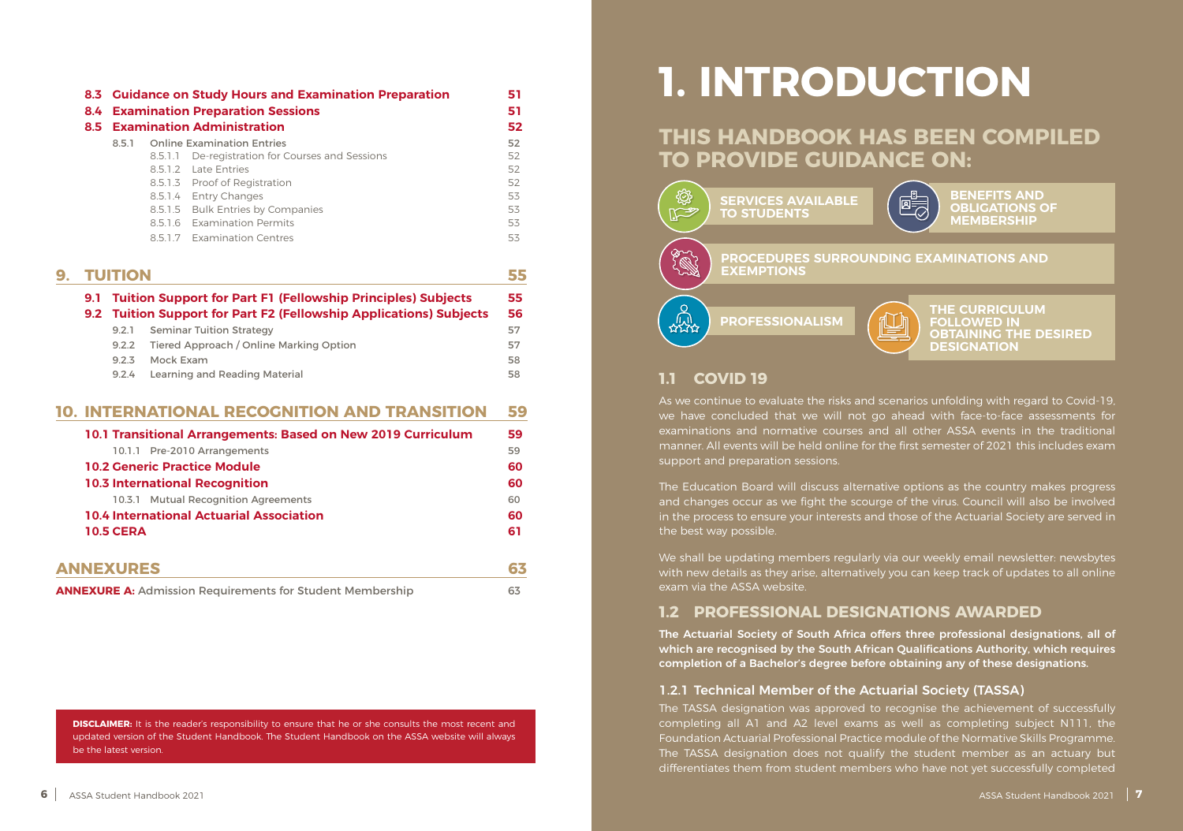| | | |
|---|---|---|
| **8.3** | **Guidance on Study Hours and Examination Preparation** | **51** |
| **8.4** | **Examination Preparation Sessions** | **51** |
| **8.5** | **Examination Administration** | **52** |
| 8.5.1 | Online Examination Entries | 52 |
| 8.5.1.1 | De-registration for Courses and Sessions | 52 |
| 8.5.1.2 | Late Entries | 52 |
| 8.5.1.3 | Proof of Registration | 52 |
| 8.5.1.4 | Entry Changes | 53 |
| 8.5.1.5 | Bulk Entries by Companies | 53 |
| 8.5.1.6 | Examination Permits | 53 |
| 8.5.1.7 | Examination Centres | 53 |
| **9.** | **TUITION** | **55** |
| **9.1** | **Tuition Support for Part F1 (Fellowship Principles) Subjects** | **55** |
| **9.2** | **Tuition Support for Part F2 (Fellowship Applications) Subjects** | **56** |
| 9.2.1 | Seminar Tuition Strategy | 57 |
| 9.2.2 | Tiered Approach / Online Marking Option | 57 |
| 9.2.3 | Mock Exam | 58 |
| 9.2.4 | Learning and Reading Material | 58 |
| **10.** | **INTERNATIONAL RECOGNITION AND TRANSITION** | **59** |
| **10.1** | **Transitional Arrangements: Based on New 2019 Curriculum** | **59** |
| 10.1.1 | Pre-2010 Arrangements | 59 |
| **10.2** | **Generic Practice Module** | **60** |
| **10.3** | **International Recognition** | **60** |
| 10.3.1 | Mutual Recognition Agreements | 60 |
| **10.4** | **International Actuarial Association** | **60** |
| **10.5** | **CERA** | **61** |
| | **ANNEXURES** | **63** |
| | **ANNEXURE A:** Admission Requirements for Student Membership | 63 |

**DISCLAIMER:** It is the reader's responsibility to ensure that he or she consults the most recent and updated version of the Student Handbook. The Student Handbook on the ASSA website will always be the latest version.

# 1. INTRODUCTION

## THIS HANDBOOK HAS BEEN COMPILED TO PROVIDE GUIDANCE ON:

- SERVICES AVAILABLE TO STUDENTS
- BENEFITS AND OBLIGATIONS OF MEMBERSHIP
- PROCEDURES SURROUNDING EXAMINATIONS AND EXEMPTIONS
- PROFESSIONALISM
- THE CURRICULUM FOLLOWED IN OBTAINING THE DESIRED DESIGNATION

## 1.1 COVID 19

As we continue to evaluate the risks and scenarios unfolding with regard to Covid-19, we have concluded that we will not go ahead with face-to-face assessments for examinations and normative courses and all other ASSA events in the traditional manner. All events will be held online for the first semester of 2021 this includes exam support and preparation sessions.

The Education Board will discuss alternative options as the country makes progress and changes occur as we fight the scourge of the virus. Council will also be involved in the process to ensure your interests and those of the Actuarial Society are served in the best way possible.

We shall be updating members regularly via our weekly email newsletter: newsbytes with new details as they arise, alternatively you can keep track of updates to all online exam via the ASSA website.

## 1.2 PROFESSIONAL DESIGNATIONS AWARDED

**The Actuarial Society of South Africa offers three professional designations, all of which are recognised by the South African Qualifications Authority, which requires completion of a Bachelor's degree before obtaining any of these designations.**

### 1.2.1 Technical Member of the Actuarial Society (TASSA)

The TASSA designation was approved to recognise the achievement of successfully completing all A1 and A2 level exams as well as completing subject N111, the Foundation Actuarial Professional Practice module of the Normative Skills Programme. The TASSA designation does not qualify the student member as an actuary but differentiates them from student members who have not yet successfully completed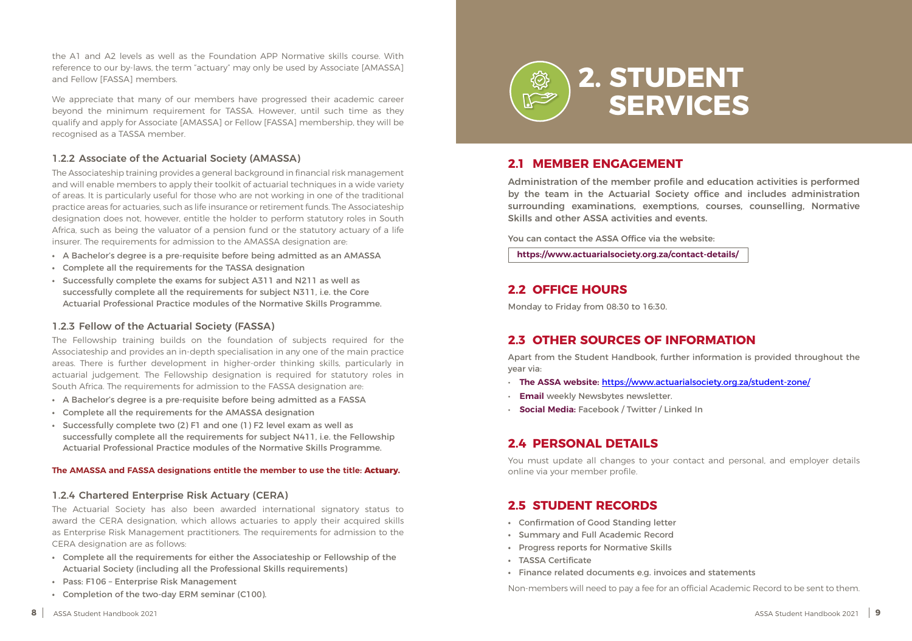the A1 and A2 levels as well as the Foundation APP Normative skills course. With reference to our by-laws, the term "actuary" may only be used by Associate [AMASSA] and Fellow [FASSA] members.

We appreciate that many of our members have progressed their academic career beyond the minimum requirement for TASSA. However, until such time as they qualify and apply for Associate [AMASSA] or Fellow [FASSA] membership, they will be recognised as a TASSA member.

### 1.2.2 Associate of the Actuarial Society (AMASSA)

The Associateship training provides a general background in financial risk management and will enable members to apply their toolkit of actuarial techniques in a wide variety of areas. It is particularly useful for those who are not working in one of the traditional practice areas for actuaries, such as life insurance or retirement funds. The Associateship designation does not, however, entitle the holder to perform statutory roles in South Africa, such as being the valuator of a pension fund or the statutory actuary of a life insurer. The requirements for admission to the AMASSA designation are:

- A Bachelor's degree is a pre-requisite before being admitted as an AMASSA
- Complete all the requirements for the TASSA designation
- Successfully complete the exams for subject A311 and N211 as well as successfully complete all the requirements for subject N311, i.e. the Core Actuarial Professional Practice modules of the Normative Skills Programme.

### 1.2.3 Fellow of the Actuarial Society (FASSA)

The Fellowship training builds on the foundation of subjects required for the Associateship and provides an in-depth specialisation in any one of the main practice areas. There is further development in higher-order thinking skills, particularly in actuarial judgement. The Fellowship designation is required for statutory roles in South Africa. The requirements for admission to the FASSA designation are:

- A Bachelor's degree is a pre-requisite before being admitted as a FASSA
- Complete all the requirements for the AMASSA designation
- Successfully complete two (2) F1 and one (1) F2 level exam as well as successfully complete all the requirements for subject N411, i.e. the Fellowship Actuarial Professional Practice modules of the Normative Skills Programme.

**The AMASSA and FASSA designations entitle the member to use the title: Actuary.**

### 1.2.4 Chartered Enterprise Risk Actuary (CERA)

The Actuarial Society has also been awarded international signatory status to award the CERA designation, which allows actuaries to apply their acquired skills as Enterprise Risk Management practitioners. The requirements for admission to the CERA designation are as follows:

- Complete all the requirements for either the Associateship or Fellowship of the Actuarial Society (including all the Professional Skills requirements)
- Pass: F106 – Enterprise Risk Management
- Completion of the two-day ERM seminar (C100).

# 2. STUDENT SERVICES

## 2.1 MEMBER ENGAGEMENT

**Administration of the member profile and education activities is performed by the team in the Actuarial Society office and includes administration surrounding examinations, exemptions, courses, counselling, Normative Skills and other ASSA activities and events.**

You can contact the ASSA Office via the website:

**https://www.actuarialsociety.org.za/contact-details/**

## 2.2 OFFICE HOURS

Monday to Friday from 08:30 to 16:30.

## 2.3 OTHER SOURCES OF INFORMATION

Apart from the Student Handbook, further information is provided throughout the year via:

- **The ASSA website:** https://www.actuarialsociety.org.za/student-zone/
- **Email** weekly Newsbytes newsletter.
- **Social Media:** Facebook / Twitter / Linked In

## 2.4 PERSONAL DETAILS

You must update all changes to your contact and personal, and employer details online via your member profile.

## 2.5 STUDENT RECORDS

- Confirmation of Good Standing letter
- Summary and Full Academic Record
- Progress reports for Normative Skills
- TASSA Certificate
- Finance related documents e.g. invoices and statements

Non-members will need to pay a fee for an official Academic Record to be sent to them.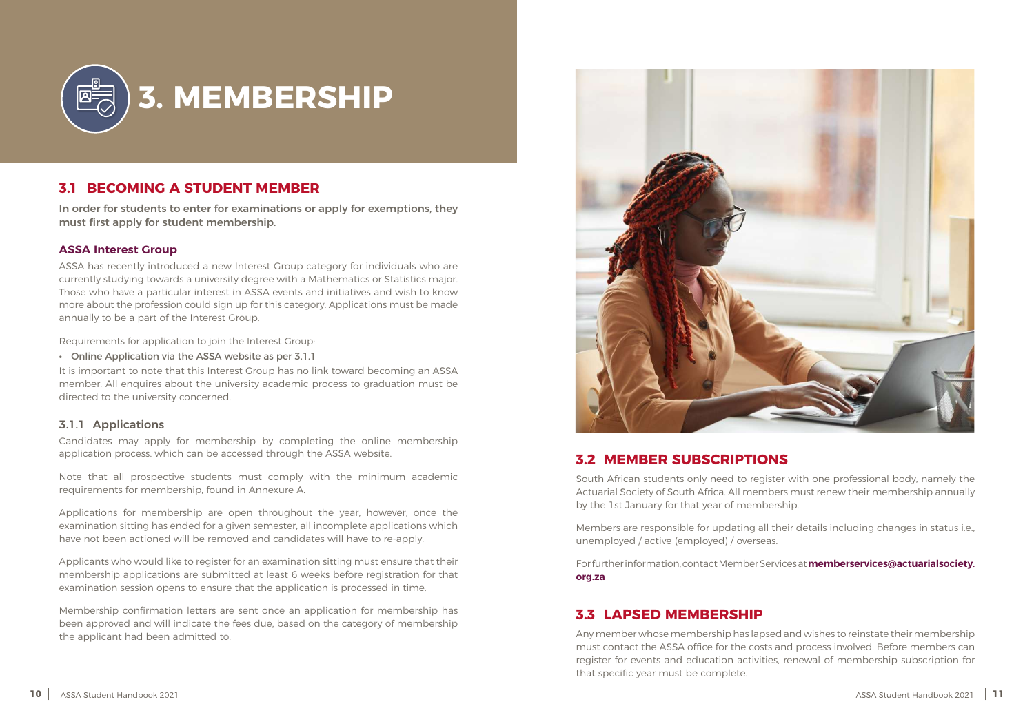# 3. MEMBERSHIP

## 3.1 BECOMING A STUDENT MEMBER

**In order for students to enter for examinations or apply for exemptions, they must first apply for student membership.**

### ASSA Interest Group

ASSA has recently introduced a new Interest Group category for individuals who are currently studying towards a university degree with a Mathematics or Statistics major. Those who have a particular interest in ASSA events and initiatives and wish to know more about the profession could sign up for this category. Applications must be made annually to be a part of the Interest Group.

Requirements for application to join the Interest Group:

- Online Application via the ASSA website as per 3.1.1

It is important to note that this Interest Group has no link toward becoming an ASSA member. All enquires about the university academic process to graduation must be directed to the university concerned.

### 3.1.1 Applications

Candidates may apply for membership by completing the online membership application process, which can be accessed through the ASSA website.

Note that all prospective students must comply with the minimum academic requirements for membership, found in Annexure A.

Applications for membership are open throughout the year, however, once the examination sitting has ended for a given semester, all incomplete applications which have not been actioned will be removed and candidates will have to re-apply.

Applicants who would like to register for an examination sitting must ensure that their membership applications are submitted at least 6 weeks before registration for that examination session opens to ensure that the application is processed in time.

Membership confirmation letters are sent once an application for membership has been approved and will indicate the fees due, based on the category of membership the applicant had been admitted to.

## 3.2 MEMBER SUBSCRIPTIONS

South African students only need to register with one professional body, namely the Actuarial Society of South Africa. All members must renew their membership annually by the 1st January for that year of membership.

Members are responsible for updating all their details including changes in status i.e., unemployed / active (employed) / overseas.

For further information, contact Member Services at **memberservices@actuarialsociety.org.za**

## 3.3 LAPSED MEMBERSHIP

Any member whose membership has lapsed and wishes to reinstate their membership must contact the ASSA office for the costs and process involved. Before members can register for events and education activities, renewal of membership subscription for that specific year must be complete.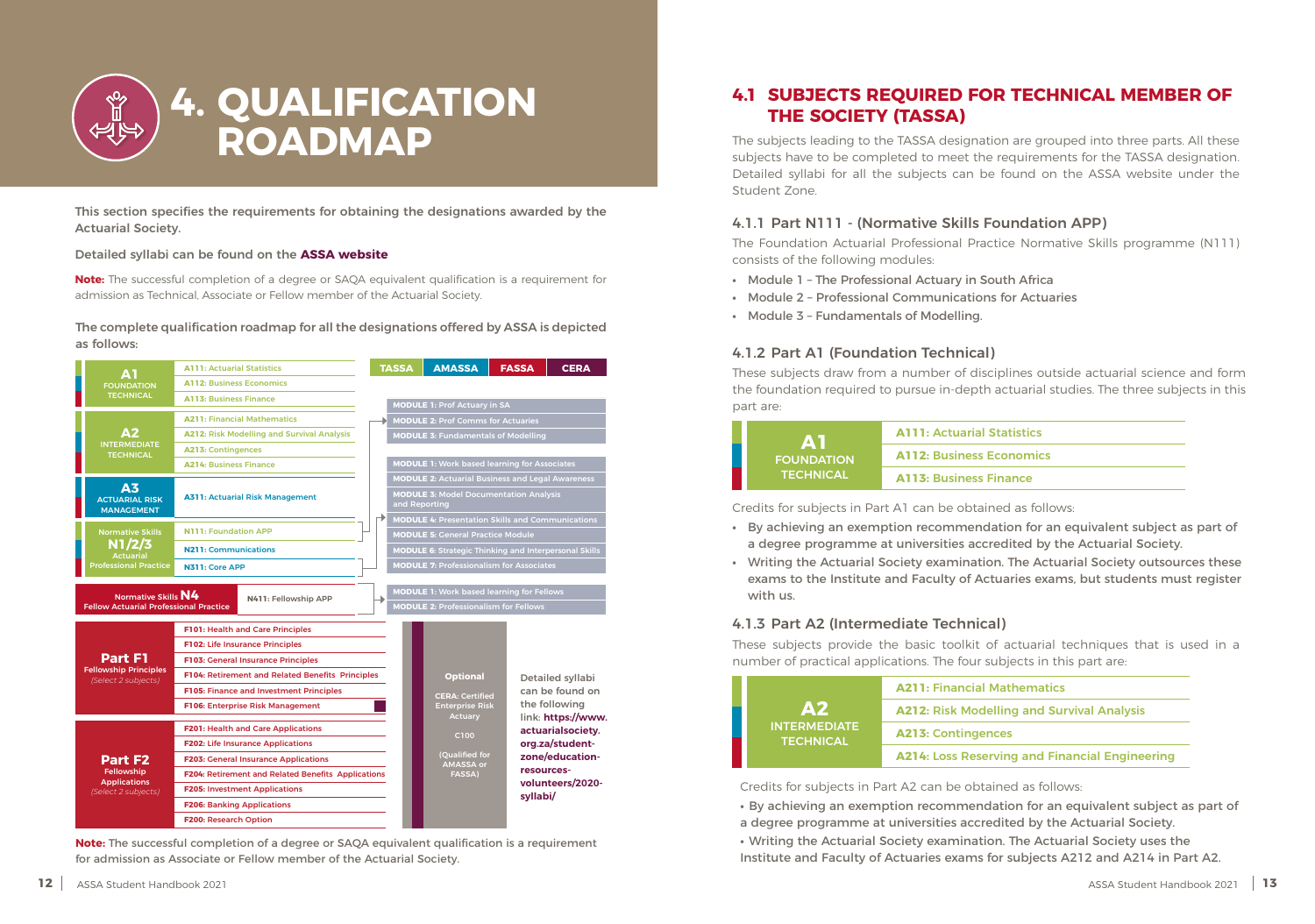# 4. QUALIFICATION ROADMAP

**This section specifies the requirements for obtaining the designations awarded by the Actuarial Society.**

**Detailed syllabi can be found on the ASSA website**

**Note:** The successful completion of a degree or SAQA equivalent qualification is a requirement for admission as Technical, Associate or Fellow member of the Actuarial Society.

**The complete qualification roadmap for all the designations offered by ASSA is depicted as follows:**

| Part | Subjects |
| --- | --- |
| **A1** FOUNDATION TECHNICAL | A111: Actuarial Statistics |
| | A112: Business Economics |
| | A113: Business Finance |
| **A2** INTERMEDIATE TECHNICAL | A211: Financial Mathematics |
| | A212: Risk Modelling and Survival Analysis |
| | A213: Contingences |
| | A214: Business Finance |
| **A3** ACTUARIAL RISK MANAGEMENT | A311: Actuarial Risk Management |
| Normative Skills **N1/2/3** Actuarial Professional Practice | N111: Foundation APP |
| | N211: Communications |
| | N311: Core APP |
| Normative Skills **N4** Fellow Actuarial Professional Practice | N411: Fellowship APP |
| **Part F1** Fellowship Principles *(Select 2 subjects)* | F101: Health and Care Principles |
| | F102: Life Insurance Principles |
| | F103: General Insurance Principles |
| | F104: Retirement and Related Benefits Principles |
| | F105: Finance and Investment Principles |
| | F106: Enterprise Risk Management |
| **Part F2** Fellowship Applications *(Select 2 subjects)* | F201: Health and Care Applications |
| | F202: Life Insurance Applications |
| | F203: General Insurance Applications |
| | F204: Retirement and Related Benefits Applications |
| | F205: Investment Applications |
| | F206: Banking Applications |
| | F200: Research Option |

**TASSA | AMASSA | FASSA | CERA**

- MODULE 1: Prof Actuary in SA
- MODULE 2: Prof Comms for Actuaries
- MODULE 3: Fundamentals of Modelling

- MODULE 1: Work based learning for Associates
- MODULE 2: Actuarial Business and Legal Awareness
- MODULE 3: Model Documentation Analysis and Reporting
- MODULE 4: Presentation Skills and Communications
- MODULE 5: General Practice Module
- MODULE 6: Strategic Thinking and Interpersonal Skills
- MODULE 7: Professionalism for Associates

- MODULE 1: Work based learning for Fellows
- MODULE 2: Professionalism for Fellows

**Optional**

CERA: Certified Enterprise Risk Actuary

C100

(Qualified for AMASSA or FASSA)

Detailed syllabi can be found on the following link: **https://www.actuarialsociety.org.za/student-zone/education-resources-volunteers/2020-syllabi/**

**Note:** The successful completion of a degree or SAQA equivalent qualification is a requirement for admission as Associate or Fellow member of the Actuarial Society.

## 4.1 SUBJECTS REQUIRED FOR TECHNICAL MEMBER OF THE SOCIETY (TASSA)

The subjects leading to the TASSA designation are grouped into three parts. All these subjects have to be completed to meet the requirements for the TASSA designation. Detailed syllabi for all the subjects can be found on the ASSA website under the Student Zone.

### 4.1.1 Part N111 - (Normative Skills Foundation APP)

The Foundation Actuarial Professional Practice Normative Skills programme (N111) consists of the following modules:

- Module 1 – The Professional Actuary in South Africa
- Module 2 – Professional Communications for Actuaries
- Module 3 – Fundamentals of Modelling.

### 4.1.2 Part A1 (Foundation Technical)

These subjects draw from a number of disciplines outside actuarial science and form the foundation required to pursue in-depth actuarial studies. The three subjects in this part are:

| Part | Subjects |
| --- | --- |
| **A1** FOUNDATION TECHNICAL | A111: Actuarial Statistics |
| | A112: Business Economics |
| | A113: Business Finance |

Credits for subjects in Part A1 can be obtained as follows:

- By achieving an exemption recommendation for an equivalent subject as part of a degree programme at universities accredited by the Actuarial Society.
- Writing the Actuarial Society examination. The Actuarial Society outsources these exams to the Institute and Faculty of Actuaries exams, but students must register with us.

### 4.1.3 Part A2 (Intermediate Technical)

These subjects provide the basic toolkit of actuarial techniques that is used in a number of practical applications. The four subjects in this part are:

| Part | Subjects |
| --- | --- |
| **A2** INTERMEDIATE TECHNICAL | A211: Financial Mathematics |
| | A212: Risk Modelling and Survival Analysis |
| | A213: Contingences |
| | A214: Loss Reserving and Financial Engineering |

Credits for subjects in Part A2 can be obtained as follows:

- By achieving an exemption recommendation for an equivalent subject as part of a degree programme at universities accredited by the Actuarial Society.
- Writing the Actuarial Society examination. The Actuarial Society uses the Institute and Faculty of Actuaries exams for subjects A212 and A214 in Part A2.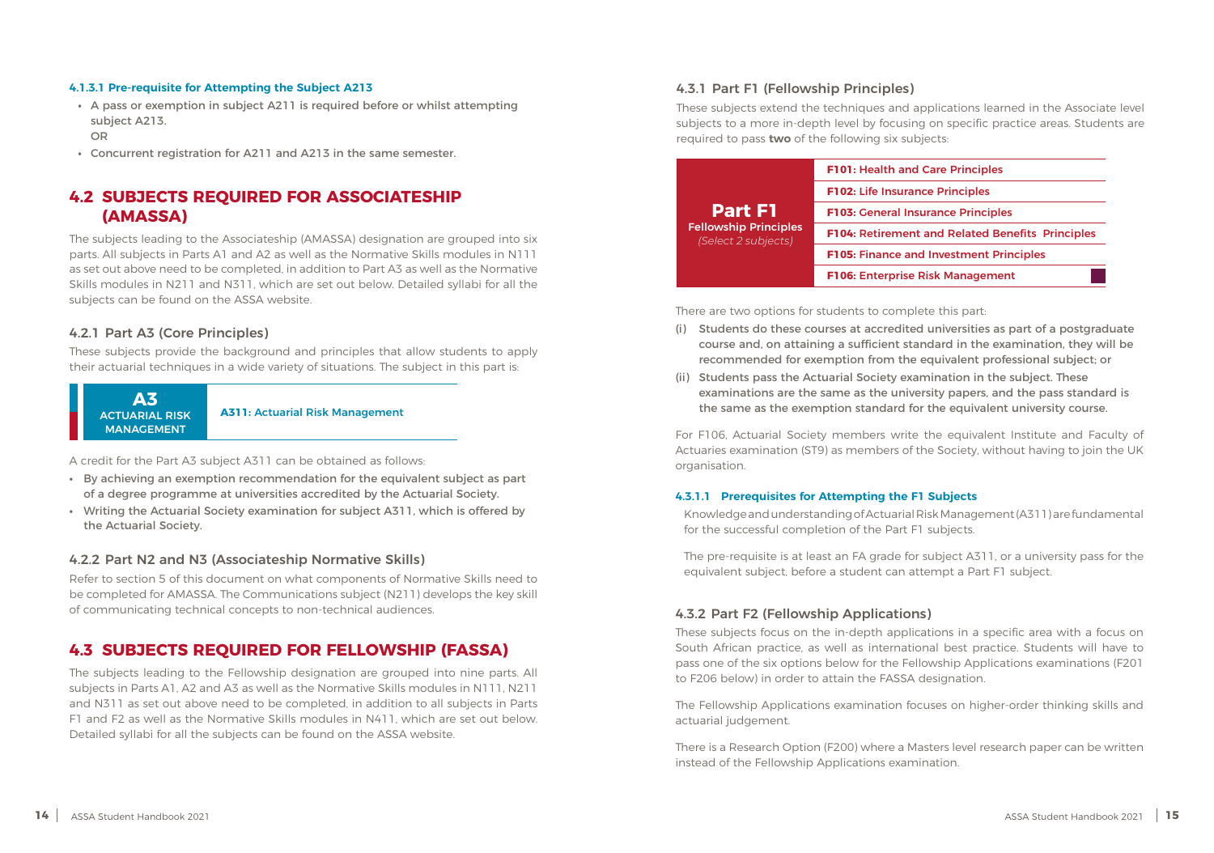#### 4.1.3.1 Pre-requisite for Attempting the Subject A213

- A pass or exemption in subject A211 is required before or whilst attempting subject A213.
  OR
- Concurrent registration for A211 and A213 in the same semester.

## 4.2 SUBJECTS REQUIRED FOR ASSOCIATESHIP (AMASSA)

The subjects leading to the Associateship (AMASSA) designation are grouped into six parts. All subjects in Parts A1 and A2 as well as the Normative Skills modules in N111 as set out above need to be completed, in addition to Part A3 as well as the Normative Skills modules in N211 and N311, which are set out below. Detailed syllabi for all the subjects can be found on the ASSA website.

### 4.2.1 Part A3 (Core Principles)

These subjects provide the background and principles that allow students to apply their actuarial techniques in a wide variety of situations. The subject in this part is:

| A3 ACTUARIAL RISK MANAGEMENT | A311: Actuarial Risk Management |
|---|---|

A credit for the Part A3 subject A311 can be obtained as follows:

- By achieving an exemption recommendation for the equivalent subject as part of a degree programme at universities accredited by the Actuarial Society.
- Writing the Actuarial Society examination for subject A311, which is offered by the Actuarial Society.

### 4.2.2 Part N2 and N3 (Associateship Normative Skills)

Refer to section 5 of this document on what components of Normative Skills need to be completed for AMASSA. The Communications subject (N211) develops the key skill of communicating technical concepts to non-technical audiences.

## 4.3 SUBJECTS REQUIRED FOR FELLOWSHIP (FASSA)

The subjects leading to the Fellowship designation are grouped into nine parts. All subjects in Parts A1, A2 and A3 as well as the Normative Skills modules in N111, N211 and N311 as set out above need to be completed, in addition to all subjects in Parts F1 and F2 as well as the Normative Skills modules in N411, which are set out below. Detailed syllabi for all the subjects can be found on the ASSA website.

### 4.3.1 Part F1 (Fellowship Principles)

These subjects extend the techniques and applications learned in the Associate level subjects to a more in-depth level by focusing on specific practice areas. Students are required to pass **two** of the following six subjects:

| Part F1 Fellowship Principles *(Select 2 subjects)* | F101: Health and Care Principles |
|---|---|
| | F102: Life Insurance Principles |
| | F103: General Insurance Principles |
| | F104: Retirement and Related Benefits Principles |
| | F105: Finance and Investment Principles |
| | F106: Enterprise Risk Management |

There are two options for students to complete this part:

(i) Students do these courses at accredited universities as part of a postgraduate course and, on attaining a sufficient standard in the examination, they will be recommended for exemption from the equivalent professional subject; or

(ii) Students pass the Actuarial Society examination in the subject. These examinations are the same as the university papers, and the pass standard is the same as the exemption standard for the equivalent university course.

For F106, Actuarial Society members write the equivalent Institute and Faculty of Actuaries examination (ST9) as members of the Society, without having to join the UK organisation.

#### 4.3.1.1 Prerequisites for Attempting the F1 Subjects

Knowledge and understanding of Actuarial Risk Management (A311) are fundamental for the successful completion of the Part F1 subjects.

The pre-requisite is at least an FA grade for subject A311, or a university pass for the equivalent subject, before a student can attempt a Part F1 subject.

### 4.3.2 Part F2 (Fellowship Applications)

These subjects focus on the in-depth applications in a specific area with a focus on South African practice, as well as international best practice. Students will have to pass one of the six options below for the Fellowship Applications examinations (F201 to F206 below) in order to attain the FASSA designation.

The Fellowship Applications examination focuses on higher-order thinking skills and actuarial judgement.

There is a Research Option (F200) where a Masters level research paper can be written instead of the Fellowship Applications examination.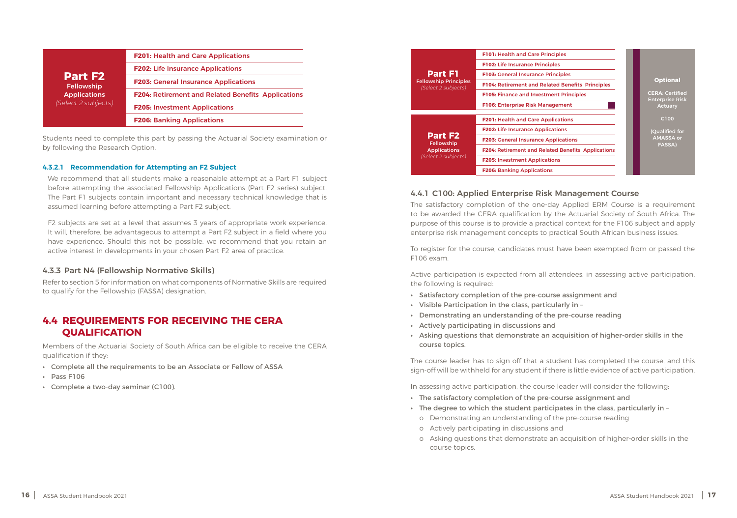| Part F2 Fellowship Applications *(Select 2 subjects)* | |
| --- | --- |
| | **F201:** Health and Care Applications |
| | **F202:** Life Insurance Applications |
| | **F203:** General Insurance Applications |
| | **F204:** Retirement and Related Benefits Applications |
| | **F205:** Investment Applications |
| | **F206:** Banking Applications |

Students need to complete this part by passing the Actuarial Society examination or by following the Research Option.

#### 4.3.2.1 Recommendation for Attempting an F2 Subject

We recommend that all students make a reasonable attempt at a Part F1 subject before attempting the associated Fellowship Applications (Part F2 series) subject. The Part F1 subjects contain important and necessary technical knowledge that is assumed learning before attempting a Part F2 subject.

F2 subjects are set at a level that assumes 3 years of appropriate work experience. It will, therefore, be advantageous to attempt a Part F2 subject in a field where you have experience. Should this not be possible, we recommend that you retain an active interest in developments in your chosen Part F2 area of practice.

### 4.3.3 Part N4 (Fellowship Normative Skills)

Refer to section 5 for information on what components of Normative Skills are required to qualify for the Fellowship (FASSA) designation.

## 4.4 REQUIREMENTS FOR RECEIVING THE CERA QUALIFICATION

Members of the Actuarial Society of South Africa can be eligible to receive the CERA qualification if they:

- Complete all the requirements to be an Associate or Fellow of ASSA
- Pass F106
- Complete a two-day seminar (C100).

| Part | Subjects | Optional |
| --- | --- | --- |
| Part F1 Fellowship Principles *(Select 2 subjects)* | **F101:** Health and Care Principles | CERA: Certified Enterprise Risk Actuary |
| | **F102:** Life Insurance Principles | |
| | **F103:** General Insurance Principles | |
| | **F104:** Retirement and Related Benefits Principles | |
| | **F105:** Finance and Investment Principles | |
| | **F106:** Enterprise Risk Management | C100 (Qualified for AMASSA or FASSA) |
| Part F2 Fellowship Applications *(Select 2 subjects)* | **F201:** Health and Care Applications | |
| | **F202:** Life Insurance Applications | |
| | **F203:** General Insurance Applications | |
| | **F204:** Retirement and Related Benefits Applications | |
| | **F205:** Investment Applications | |
| | **F206:** Banking Applications | |

### 4.4.1 C100: Applied Enterprise Risk Management Course

The satisfactory completion of the one-day Applied ERM Course is a requirement to be awarded the CERA qualification by the Actuarial Society of South Africa. The purpose of this course is to provide a practical context for the F106 subject and apply enterprise risk management concepts to practical South African business issues.

To register for the course, candidates must have been exempted from or passed the F106 exam.

Active participation is expected from all attendees, in assessing active participation, the following is required:

- Satisfactory completion of the pre-course assignment and
- Visible Participation in the class, particularly in –
- Demonstrating an understanding of the pre-course reading
- Actively participating in discussions and
- Asking questions that demonstrate an acquisition of higher-order skills in the course topics.

The course leader has to sign off that a student has completed the course, and this sign-off will be withheld for any student if there is little evidence of active participation.

In assessing active participation, the course leader will consider the following:

- The satisfactory completion of the pre-course assignment and
- The degree to which the student participates in the class, particularly in –
  - o Demonstrating an understanding of the pre-course reading
  - o Actively participating in discussions and
  - o Asking questions that demonstrate an acquisition of higher-order skills in the course topics.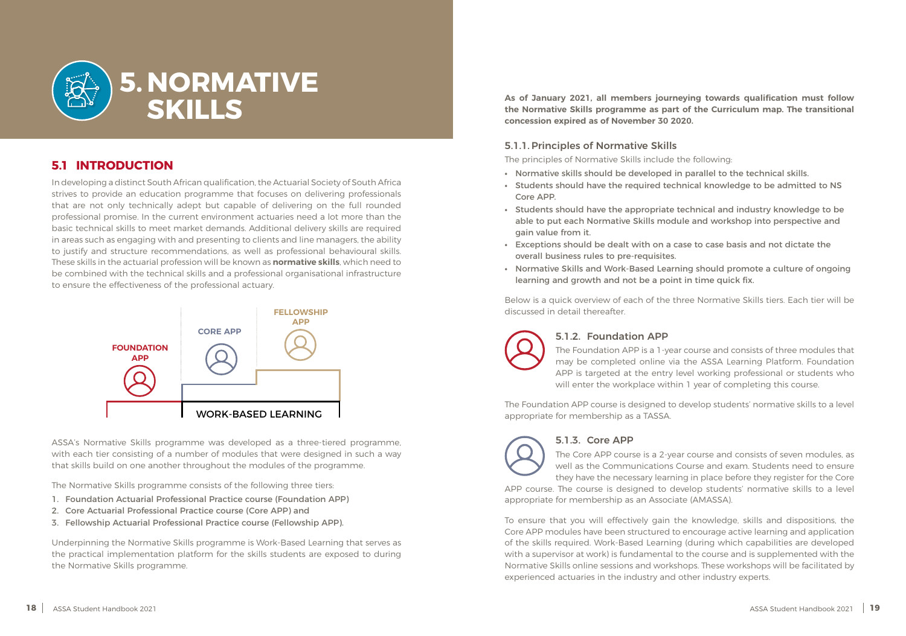# 5. NORMATIVE SKILLS

## 5.1 INTRODUCTION

In developing a distinct South African qualification, the Actuarial Society of South Africa strives to provide an education programme that focuses on delivering professionals that are not only technically adept but capable of delivering on the full rounded professional promise. In the current environment actuaries need a lot more than the basic technical skills to meet market demands. Additional delivery skills are required in areas such as engaging with and presenting to clients and line managers, the ability to justify and structure recommendations, as well as professional behavioural skills. These skills in the actuarial profession will be known as **normative skills**, which need to be combined with the technical skills and a professional organisational infrastructure to ensure the effectiveness of the professional actuary.

FOUNDATION APP | CORE APP | FELLOWSHIP APP

WORK-BASED LEARNING

ASSA's Normative Skills programme was developed as a three-tiered programme, with each tier consisting of a number of modules that were designed in such a way that skills build on one another throughout the modules of the programme.

The Normative Skills programme consists of the following three tiers:

1. Foundation Actuarial Professional Practice course (Foundation APP)
2. Core Actuarial Professional Practice course (Core APP) and
3. Fellowship Actuarial Professional Practice course (Fellowship APP).

Underpinning the Normative Skills programme is Work-Based Learning that serves as the practical implementation platform for the skills students are exposed to during the Normative Skills programme.

**As of January 2021, all members journeying towards qualification must follow the Normative Skills programme as part of the Curriculum map. The transitional concession expired as of November 30 2020.**

### 5.1.1. Principles of Normative Skills

The principles of Normative Skills include the following:

- Normative skills should be developed in parallel to the technical skills.
- Students should have the required technical knowledge to be admitted to NS Core APP.
- Students should have the appropriate technical and industry knowledge to be able to put each Normative Skills module and workshop into perspective and gain value from it.
- Exceptions should be dealt with on a case to case basis and not dictate the overall business rules to pre-requisites.
- Normative Skills and Work-Based Learning should promote a culture of ongoing learning and growth and not be a point in time quick fix.

Below is a quick overview of each of the three Normative Skills tiers. Each tier will be discussed in detail thereafter.

### 5.1.2. Foundation APP

The Foundation APP is a 1-year course and consists of three modules that may be completed online via the ASSA Learning Platform. Foundation APP is targeted at the entry level working professional or students who will enter the workplace within 1 year of completing this course.

The Foundation APP course is designed to develop students' normative skills to a level appropriate for membership as a TASSA.

### 5.1.3. Core APP

The Core APP course is a 2-year course and consists of seven modules, as well as the Communications Course and exam. Students need to ensure they have the necessary learning in place before they register for the Core APP course. The course is designed to develop students' normative skills to a level appropriate for membership as an Associate (AMASSA).

To ensure that you will effectively gain the knowledge, skills and dispositions, the Core APP modules have been structured to encourage active learning and application of the skills required. Work-Based Learning (during which capabilities are developed with a supervisor at work) is fundamental to the course and is supplemented with the Normative Skills online sessions and workshops. These workshops will be facilitated by experienced actuaries in the industry and other industry experts.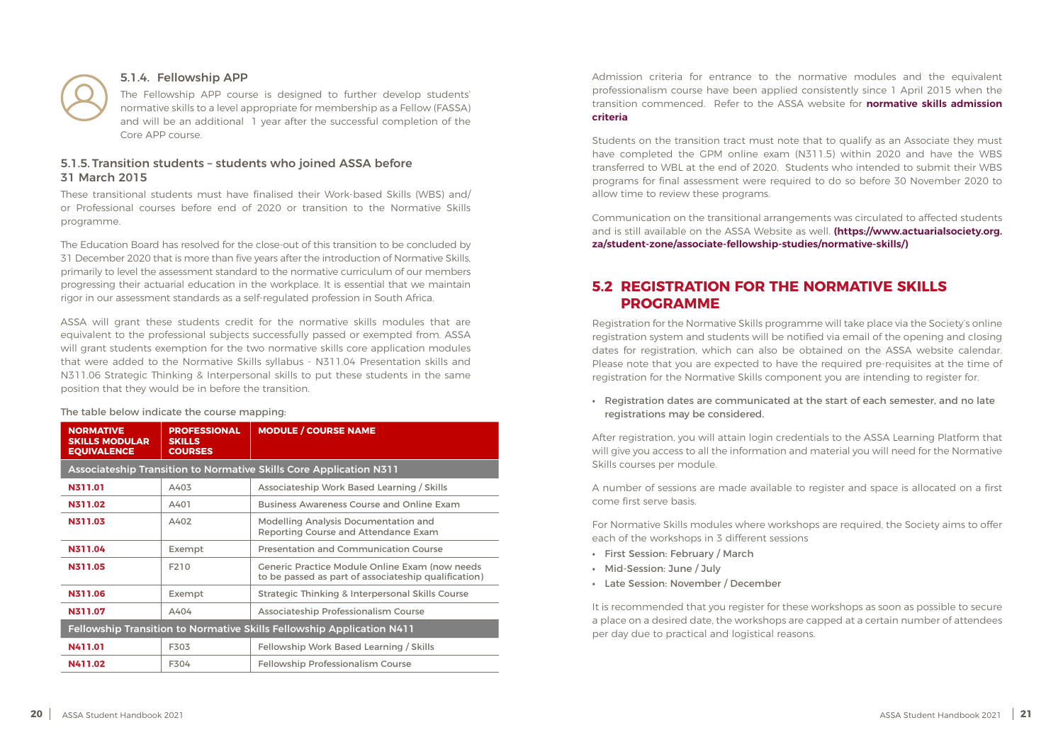### 5.1.4. Fellowship APP

The Fellowship APP course is designed to further develop students' normative skills to a level appropriate for membership as a Fellow (FASSA) and will be an additional 1 year after the successful completion of the Core APP course.

### 5.1.5. Transition students – students who joined ASSA before 31 March 2015

These transitional students must have finalised their Work-based Skills (WBS) and/or Professional courses before end of 2020 or transition to the Normative Skills programme.

The Education Board has resolved for the close-out of this transition to be concluded by 31 December 2020 that is more than five years after the introduction of Normative Skills, primarily to level the assessment standard to the normative curriculum of our members progressing their actuarial education in the workplace. It is essential that we maintain rigor in our assessment standards as a self-regulated profession in South Africa.

ASSA will grant these students credit for the normative skills modules that are equivalent to the professional subjects successfully passed or exempted from. ASSA will grant students exemption for the two normative skills core application modules that were added to the Normative Skills syllabus - N311.04 Presentation skills and N311.06 Strategic Thinking & Interpersonal skills to put these students in the same position that they would be in before the transition.

The table below indicate the course mapping:

| NORMATIVE SKILLS MODULAR EQUIVALENCE | PROFESSIONAL SKILLS COURSES | MODULE / COURSE NAME |
|---|---|---|
| **Associateship Transition to Normative Skills Core Application N311** | | |
| **N311.01** | A403 | Associateship Work Based Learning / Skills |
| **N311.02** | A401 | Business Awareness Course and Online Exam |
| **N311.03** | A402 | Modelling Analysis Documentation and Reporting Course and Attendance Exam |
| **N311.04** | Exempt | Presentation and Communication Course |
| **N311.05** | F210 | Generic Practice Module Online Exam (now needs to be passed as part of associateship qualification) |
| **N311.06** | Exempt | Strategic Thinking & Interpersonal Skills Course |
| **N311.07** | A404 | Associateship Professionalism Course |
| **Fellowship Transition to Normative Skills Fellowship Application N411** | | |
| **N411.01** | F303 | Fellowship Work Based Learning / Skills |
| **N411.02** | F304 | Fellowship Professionalism Course |

Admission criteria for entrance to the normative modules and the equivalent professionalism course have been applied consistently since 1 April 2015 when the transition commenced. Refer to the ASSA website for **normative skills admission criteria**

Students on the transition tract must note that to qualify as an Associate they must have completed the GPM online exam (N311.5) within 2020 and have the WBS transferred to WBL at the end of 2020. Students who intended to submit their WBS programs for final assessment were required to do so before 30 November 2020 to allow time to review these programs.

Communication on the transitional arrangements was circulated to affected students and is still available on the ASSA Website as well. **(https://www.actuarialsociety.org.za/student-zone/associate-fellowship-studies/normative-skills/)**

## 5.2 REGISTRATION FOR THE NORMATIVE SKILLS PROGRAMME

Registration for the Normative Skills programme will take place via the Society's online registration system and students will be notified via email of the opening and closing dates for registration, which can also be obtained on the ASSA website calendar. Please note that you are expected to have the required pre-requisites at the time of registration for the Normative Skills component you are intending to register for.

- Registration dates are communicated at the start of each semester, and no late registrations may be considered.

After registration, you will attain login credentials to the ASSA Learning Platform that will give you access to all the information and material you will need for the Normative Skills courses per module.

A number of sessions are made available to register and space is allocated on a first come first serve basis.

For Normative Skills modules where workshops are required, the Society aims to offer each of the workshops in 3 different sessions

- First Session: February / March
- Mid-Session: June / July
- Late Session: November / December

It is recommended that you register for these workshops as soon as possible to secure a place on a desired date, the workshops are capped at a certain number of attendees per day due to practical and logistical reasons.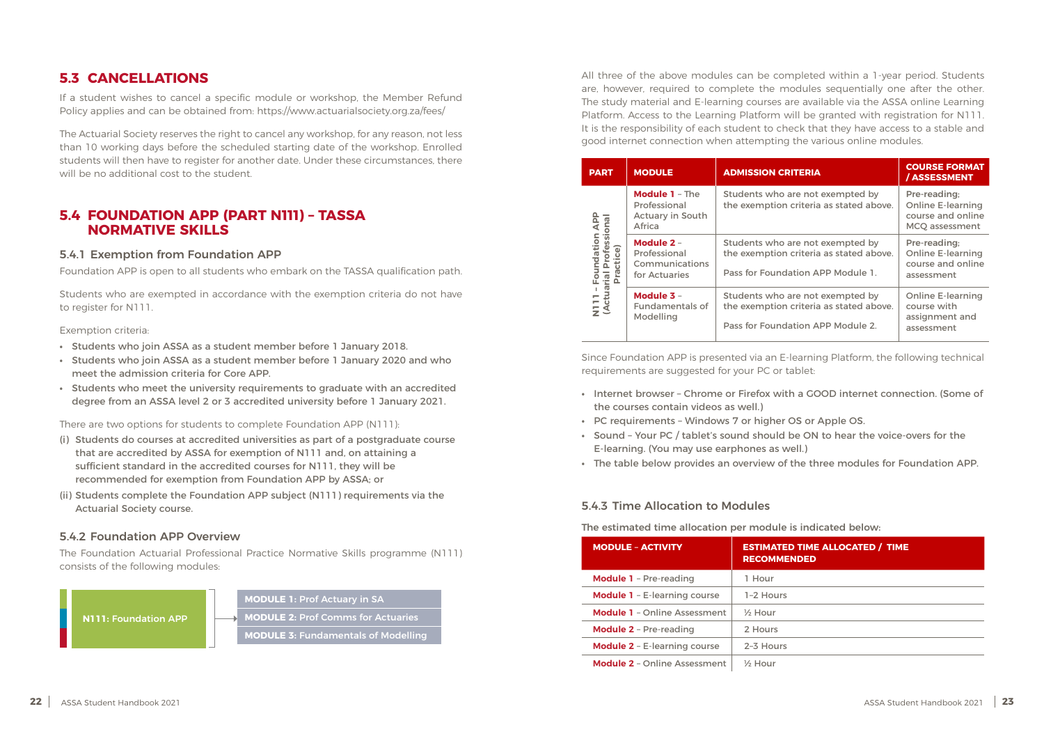## 5.3 CANCELLATIONS

If a student wishes to cancel a specific module or workshop, the Member Refund Policy applies and can be obtained from: https://www.actuarialsociety.org.za/fees/

The Actuarial Society reserves the right to cancel any workshop, for any reason, not less than 10 working days before the scheduled starting date of the workshop. Enrolled students will then have to register for another date. Under these circumstances, there will be no additional cost to the student.

## 5.4 FOUNDATION APP (PART N111) – TASSA NORMATIVE SKILLS

### 5.4.1 Exemption from Foundation APP

Foundation APP is open to all students who embark on the TASSA qualification path.

Students who are exempted in accordance with the exemption criteria do not have to register for N111.

Exemption criteria:

- **Students who join ASSA as a student member before 1 January 2018.**
- **Students who join ASSA as a student member before 1 January 2020 and who meet the admission criteria for Core APP.**
- **Students who meet the university requirements to graduate with an accredited degree from an ASSA level 2 or 3 accredited university before 1 January 2021.**

There are two options for students to complete Foundation APP (N111):

(i) **Students do courses at accredited universities as part of a postgraduate course that are accredited by ASSA for exemption of N111 and, on attaining a sufficient standard in the accredited courses for N111, they will be recommended for exemption from Foundation APP by ASSA; or**

(ii) **Students complete the Foundation APP subject (N111) requirements via the Actuarial Society course.**

### 5.4.2 Foundation APP Overview

The Foundation Actuarial Professional Practice Normative Skills programme (N111) consists of the following modules:

**N111: Foundation APP** →
- **MODULE 1:** Prof Actuary in SA
- **MODULE 2:** Prof Comms for Actuaries
- **MODULE 3:** Fundamentals of Modelling

All three of the above modules can be completed within a 1-year period. Students are, however, required to complete the modules sequentially one after the other. The study material and E-learning courses are available via the ASSA online Learning Platform. Access to the Learning Platform will be granted with registration for N111. It is the responsibility of each student to check that they have access to a stable and good internet connection when attempting the various online modules.

| PART | MODULE | ADMISSION CRITERIA | COURSE FORMAT / ASSESSMENT |
|---|---|---|---|
| N111 – Foundation APP (Actuarial Professional Practice) | **Module 1** – The Professional Actuary in South Africa | Students who are not exempted by the exemption criteria as stated above. | Pre-reading; Online E-learning course and online MCQ assessment |
| | **Module 2** – Professional Communications for Actuaries | Students who are not exempted by the exemption criteria as stated above. Pass for Foundation APP Module 1. | Pre-reading; Online E-learning course and online assessment |
| | **Module 3** – Fundamentals of Modelling | Students who are not exempted by the exemption criteria as stated above. Pass for Foundation APP Module 2. | Online E-learning course with assignment and assessment |

Since Foundation APP is presented via an E-learning Platform, the following technical requirements are suggested for your PC or tablet:

- Internet browser – Chrome or Firefox with a GOOD internet connection. (Some of the courses contain videos as well.)
- PC requirements – Windows 7 or higher OS or Apple OS.
- Sound – Your PC / tablet's sound should be ON to hear the voice-overs for the E-learning. (You may use earphones as well.)
- The table below provides an overview of the three modules for Foundation APP.

### 5.4.3 Time Allocation to Modules

**The estimated time allocation per module is indicated below:**

| MODULE – ACTIVITY | ESTIMATED TIME ALLOCATED / TIME RECOMMENDED |
|---|---|
| **Module 1** – Pre-reading | 1 Hour |
| **Module 1** – E-learning course | 1-2 Hours |
| **Module 1** – Online Assessment | ½ Hour |
| **Module 2** – Pre-reading | 2 Hours |
| **Module 2** – E-learning course | 2-3 Hours |
| **Module 2** – Online Assessment | ½ Hour |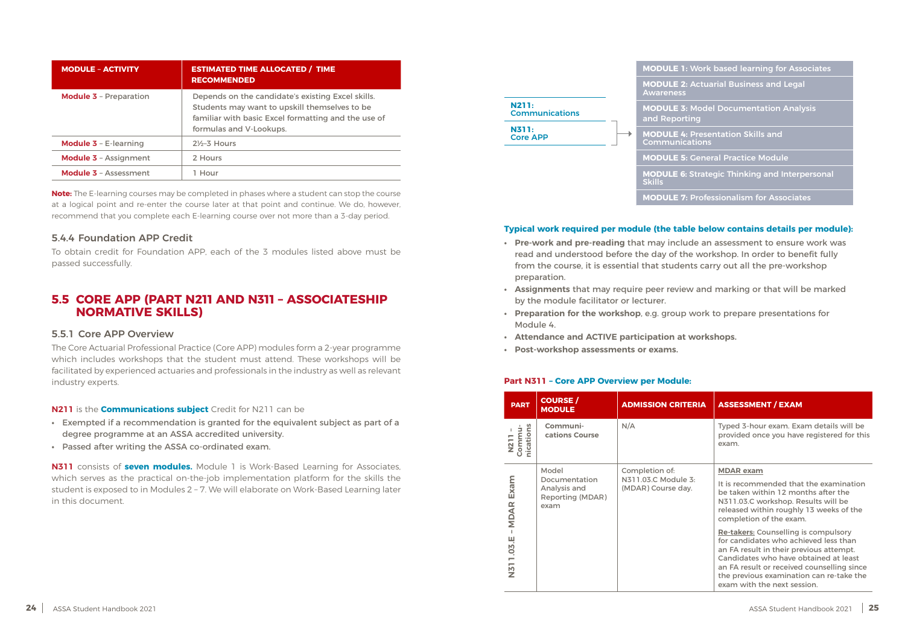| MODULE – ACTIVITY | ESTIMATED TIME ALLOCATED / TIME RECOMMENDED |
|---|---|
| **Module 3** – Preparation | Depends on the candidate's existing Excel skills. Students may want to upskill themselves to be familiar with basic Excel formatting and the use of formulas and V-Lookups. |
| **Module 3** – E-learning | 2½–3 Hours |
| **Module 3** – Assignment | 2 Hours |
| **Module 3** – Assessment | 1 Hour |

**Note:** The E-learning courses may be completed in phases where a student can stop the course at a logical point and re-enter the course later at that point and continue. We do, however, recommend that you complete each E-learning course over not more than a 3-day period.

### 5.4.4 Foundation APP Credit

To obtain credit for Foundation APP, each of the 3 modules listed above must be passed successfully.

## 5.5 CORE APP (PART N211 AND N311 – ASSOCIATESHIP NORMATIVE SKILLS)

### 5.5.1 Core APP Overview

The Core Actuarial Professional Practice (Core APP) modules form a 2-year programme which includes workshops that the student must attend. These workshops will be facilitated by experienced actuaries and professionals in the industry as well as relevant industry experts.

**N211** is the **Communications subject** Credit for N211 can be

- Exempted if a recommendation is granted for the equivalent subject as part of a degree programme at an ASSA accredited university.
- Passed after writing the ASSA co-ordinated exam.

**N311** consists of **seven modules.** Module 1 is Work-Based Learning for Associates, which serves as the practical on-the-job implementation platform for the skills the student is exposed to in Modules 2 – 7. We will elaborate on Work-Based Learning later in this document.

**N211:** Communications

**N311:** Core APP

- **MODULE 1:** Work based learning for Associates
- **MODULE 2:** Actuarial Business and Legal Awareness
- **MODULE 3:** Model Documentation Analysis and Reporting
- **MODULE 4:** Presentation Skills and Communications
- **MODULE 5:** General Practice Module
- **MODULE 6:** Strategic Thinking and Interpersonal Skills
- **MODULE 7:** Professionalism for Associates

**Typical work required per module (the table below contains details per module):**

- **Pre-work and pre-reading** that may include an assessment to ensure work was read and understood before the day of the workshop. In order to benefit fully from the course, it is essential that students carry out all the pre-workshop preparation.
- **Assignments** that may require peer review and marking or that will be marked by the module facilitator or lecturer.
- **Preparation for the workshop**, e.g. group work to prepare presentations for Module 4.
- **Attendance and ACTIVE participation at workshops.**
- **Post-workshop assessments or exams.**

**Part N311 – Core APP Overview per Module:**

| PART | COURSE / MODULE | ADMISSION CRITERIA | ASSESSMENT / EXAM |
|---|---|---|---|
| N211 – Communications | Communications Course | N/A | Typed 3-hour exam. Exam details will be provided once you have registered for this exam. |
| N311.03.E – MDAR Exam | Model Documentation Analysis and Reporting (MDAR) exam | Completion of: N311.03.C Module 3: (MDAR) Course day. | **MDAR exam**<br>It is recommended that the examination be taken within 12 months after the N311.03.C workshop. Results will be released within roughly 13 weeks of the completion of the exam.<br>**Re-takers:** Counselling is compulsory for candidates who achieved less than an FA result in their previous attempt. Candidates who have obtained at least an FA result or received counselling since the previous examination can re-take the exam with the next session. |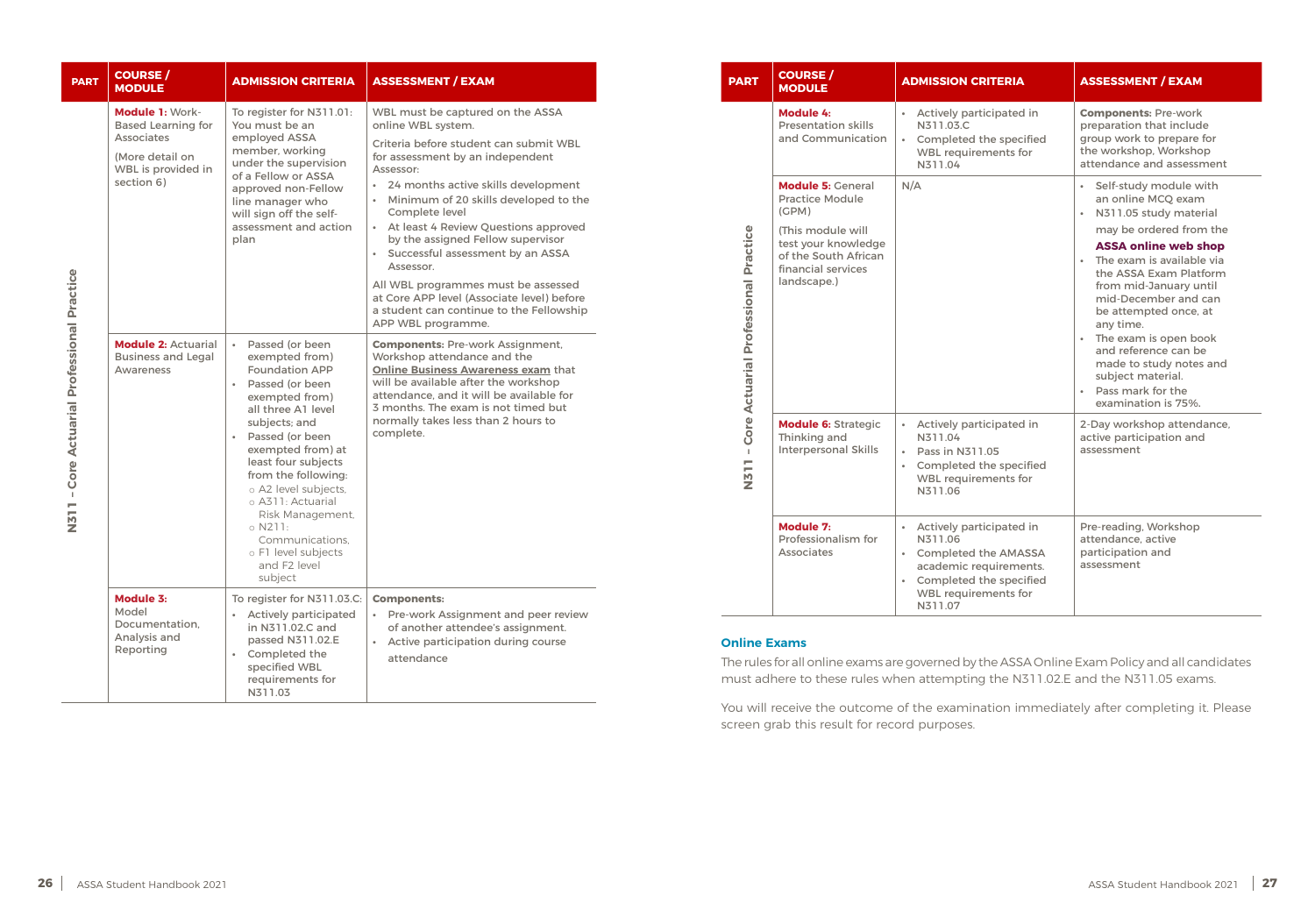| PART | COURSE / MODULE | ADMISSION CRITERIA | ASSESSMENT / EXAM |
|---|---|---|---|
| N311 – Core Actuarial Professional Practice | **Module 1:** Work-Based Learning for Associates<br><br>(More detail on WBL is provided in section 6) | To register for N311.01: You must be an employed ASSA member, working under the supervision of a Fellow or ASSA approved non-Fellow line manager who will sign off the self-assessment and action plan | WBL must be captured on the ASSA online WBL system.<br><br>Criteria before student can submit WBL for assessment by an independent Assessor:<br>• 24 months active skills development<br>• Minimum of 20 skills developed to the Complete level<br>• At least 4 Review Questions approved by the assigned Fellow supervisor<br>• Successful assessment by an ASSA Assessor.<br><br>All WBL programmes must be assessed at Core APP level (Associate level) before a student can continue to the Fellowship APP WBL programme. |
| | **Module 2:** Actuarial Business and Legal Awareness | • Passed (or been exempted from) Foundation APP<br>• Passed (or been exempted from) all three A1 level subjects; and<br>• Passed (or been exempted from) at least four subjects from the following:<br>o A2 level subjects,<br>o A311: Actuarial Risk Management,<br>o N211: Communications,<br>o F1 level subjects and F2 level subject | **Components:** Pre-work Assignment, Workshop attendance and the Online Business Awareness exam that will be available after the workshop attendance, and it will be available for 3 months. The exam is not timed but normally takes less than 2 hours to complete. |
| | **Module 3:** Model Documentation, Analysis and Reporting | To register for N311.03.C:<br>• Actively participated in N311.02.C and passed N311.02.E<br>• Completed the specified WBL requirements for N311.03 | **Components:**<br>• Pre-work Assignment and peer review of another attendee's assignment.<br>• Active participation during course attendance |
| | **Module 4:** Presentation skills and Communication | • Actively participated in N311.03.C<br>• Completed the specified WBL requirements for N311.04 | **Components:** Pre-work preparation that include group work to prepare for the workshop, Workshop attendance and assessment |
| | **Module 5:** General Practice Module (GPM)<br><br>(This module will test your knowledge of the South African financial services landscape.) | N/A | • Self-study module with an online MCQ exam<br>• N311.05 study material may be ordered from the **ASSA online web shop**<br>• The exam is available via the ASSA Exam Platform from mid-January until mid-December and can be attempted once, at any time.<br>• The exam is open book and reference can be made to study notes and subject material.<br>• Pass mark for the examination is 75%. |
| | **Module 6:** Strategic Thinking and Interpersonal Skills | • Actively participated in N311.04<br>• Pass in N311.05<br>• Completed the specified WBL requirements for N311.06 | 2-Day workshop attendance, active participation and assessment |
| | **Module 7:** Professionalism for Associates | • Actively participated in N311.06<br>• Completed the AMASSA academic requirements.<br>• Completed the specified WBL requirements for N311.07 | Pre-reading, Workshop attendance, active participation and assessment |

### Online Exams

The rules for all online exams are governed by the ASSA Online Exam Policy and all candidates must adhere to these rules when attempting the N311.02.E and the N311.05 exams.

You will receive the outcome of the examination immediately after completing it. Please screen grab this result for record purposes.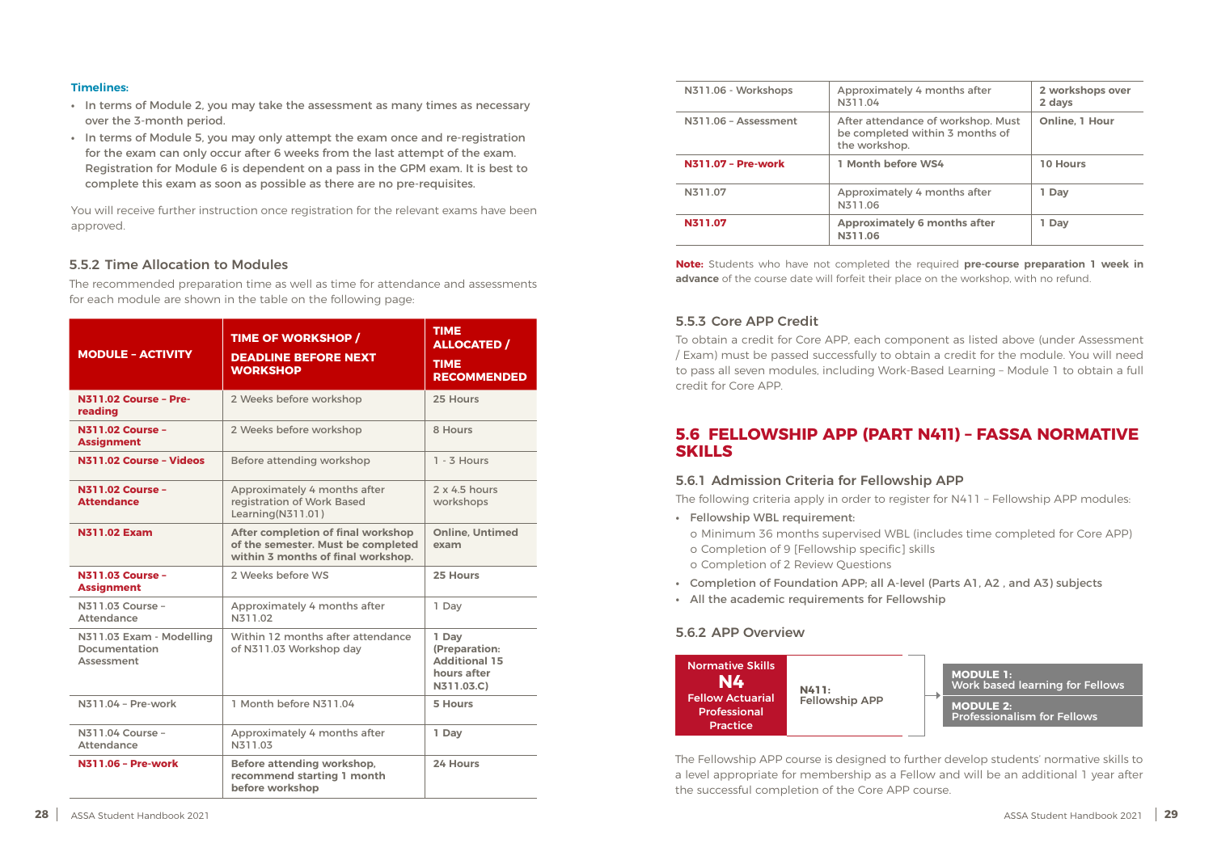**Timelines:**

- In terms of Module 2, you may take the assessment as many times as necessary over the 3-month period.
- In terms of Module 5, you may only attempt the exam once and re-registration for the exam can only occur after 6 weeks from the last attempt of the exam. Registration for Module 6 is dependent on a pass in the GPM exam. It is best to complete this exam as soon as possible as there are no pre-requisites.

You will receive further instruction once registration for the relevant exams have been approved.

### 5.5.2 Time Allocation to Modules

The recommended preparation time as well as time for attendance and assessments for each module are shown in the table on the following page:

| MODULE – ACTIVITY | TIME OF WORKSHOP / DEADLINE BEFORE NEXT WORKSHOP | TIME ALLOCATED / TIME RECOMMENDED |
|---|---|---|
| **N311.02 Course – Pre-reading** | 2 Weeks before workshop | 25 Hours |
| **N311.02 Course – Assignment** | 2 Weeks before workshop | 8 Hours |
| **N311.02 Course – Videos** | Before attending workshop | 1 - 3 Hours |
| **N311.02 Course – Attendance** | Approximately 4 months after registration of Work Based Learning(N311.01) | 2 x 4.5 hours workshops |
| **N311.02 Exam** | **After completion of final workshop of the semester. Must be completed within 3 months of final workshop.** | **Online, Untimed exam** |
| **N311.03 Course – Assignment** | 2 Weeks before WS | 25 Hours |
| N311.03 Course – Attendance | Approximately 4 months after N311.02 | 1 Day |
| N311.03 Exam - Modelling Documentation Assessment | Within 12 months after attendance of N311.03 Workshop day | **1 Day (Preparation: Additional 15 hours after N311.03.C)** |
| N311.04 – Pre-work | 1 Month before N311.04 | **5 Hours** |
| N311.04 Course – Attendance | Approximately 4 months after N311.03 | **1 Day** |
| **N311.06 – Pre-work** | **Before attending workshop, recommend starting 1 month before workshop** | **24 Hours** |
| N311.06 - Workshops | Approximately 4 months after N311.04 | **2 workshops over 2 days** |
| N311.06 – Assessment | After attendance of workshop. Must be completed within 3 months of the workshop. | **Online, 1 Hour** |
| **N311.07 – Pre-work** | **1 Month before WS4** | **10 Hours** |
| N311.07 | Approximately 4 months after N311.06 | **1 Day** |
| **N311.07** | **Approximately 6 months after N311.06** | **1 Day** |

**Note:** Students who have not completed the required **pre-course preparation 1 week in advance** of the course date will forfeit their place on the workshop, with no refund.

### 5.5.3 Core APP Credit

To obtain a credit for Core APP, each component as listed above (under Assessment / Exam) must be passed successfully to obtain a credit for the module. You will need to pass all seven modules, including Work-Based Learning – Module 1 to obtain a full credit for Core APP.

## 5.6 FELLOWSHIP APP (PART N411) – FASSA NORMATIVE SKILLS

### 5.6.1 Admission Criteria for Fellowship APP

The following criteria apply in order to register for N411 – Fellowship APP modules:

- Fellowship WBL requirement:
  - o Minimum 36 months supervised WBL (includes time completed for Core APP)
  - o Completion of 9 [Fellowship specific] skills
  - o Completion of 2 Review Questions
- Completion of Foundation APP; all A-level (Parts A1, A2 , and A3) subjects
- All the academic requirements for Fellowship

### 5.6.2 APP Overview

Normative Skills **N4** Fellow Actuarial Professional Practice → **N411:** Fellowship APP → **MODULE 1:** Work based learning for Fellows; **MODULE 2:** Professionalism for Fellows

The Fellowship APP course is designed to further develop students' normative skills to a level appropriate for membership as a Fellow and will be an additional 1 year after the successful completion of the Core APP course.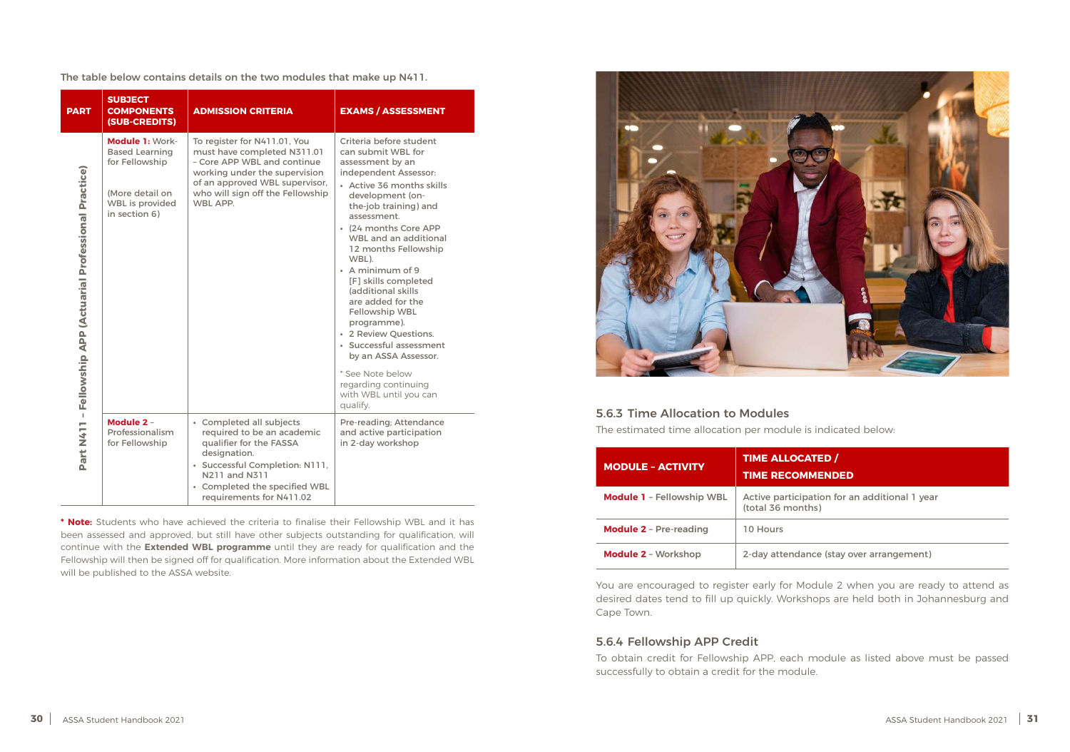The table below contains details on the two modules that make up N411.

| PART | SUBJECT COMPONENTS (SUB-CREDITS) | ADMISSION CRITERIA | EXAMS / ASSESSMENT |
|---|---|---|---|
| Part N411 – Fellowship APP (Actuarial Professional Practice) | **Module 1:** Work-Based Learning for Fellowship<br><br>(More detail on WBL is provided in section 6) | To register for N411.01, You must have completed N311.01 – Core APP WBL and continue working under the supervision of an approved WBL supervisor, who will sign off the Fellowship WBL APP. | Criteria before student can submit WBL for assessment by an independent Assessor:<br>• Active 36 months skills development (on-the-job training) and assessment.<br>• (24 months Core APP WBL and an additional 12 months Fellowship WBL).<br>• A minimum of 9 [F] skills completed (additional skills are added for the Fellowship WBL programme).<br>• 2 Review Questions.<br>• Successful assessment by an ASSA Assessor.<br><br>* See Note below regarding continuing with WBL until you can qualify. |
| | **Module 2** – Professionalism for Fellowship | • Completed all subjects required to be an academic qualifier for the FASSA designation.<br>• Successful Completion: N111, N211 and N311<br>• Completed the specified WBL requirements for N411.02 | Pre-reading; Attendance and active participation in 2-day workshop |

**\* Note:** Students who have achieved the criteria to finalise their Fellowship WBL and it has been assessed and approved, but still have other subjects outstanding for qualification, will continue with the **Extended WBL programme** until they are ready for qualification and the Fellowship will then be signed off for qualification. More information about the Extended WBL will be published to the ASSA website.

### 5.6.3 Time Allocation to Modules

The estimated time allocation per module is indicated below:

| MODULE - ACTIVITY | TIME ALLOCATED / TIME RECOMMENDED |
|---|---|
| **Module 1** – Fellowship WBL | Active participation for an additional 1 year (total 36 months) |
| **Module 2** – Pre-reading | 10 Hours |
| **Module 2** – Workshop | 2-day attendance (stay over arrangement) |

You are encouraged to register early for Module 2 when you are ready to attend as desired dates tend to fill up quickly. Workshops are held both in Johannesburg and Cape Town.

### 5.6.4 Fellowship APP Credit

To obtain credit for Fellowship APP, each module as listed above must be passed successfully to obtain a credit for the module.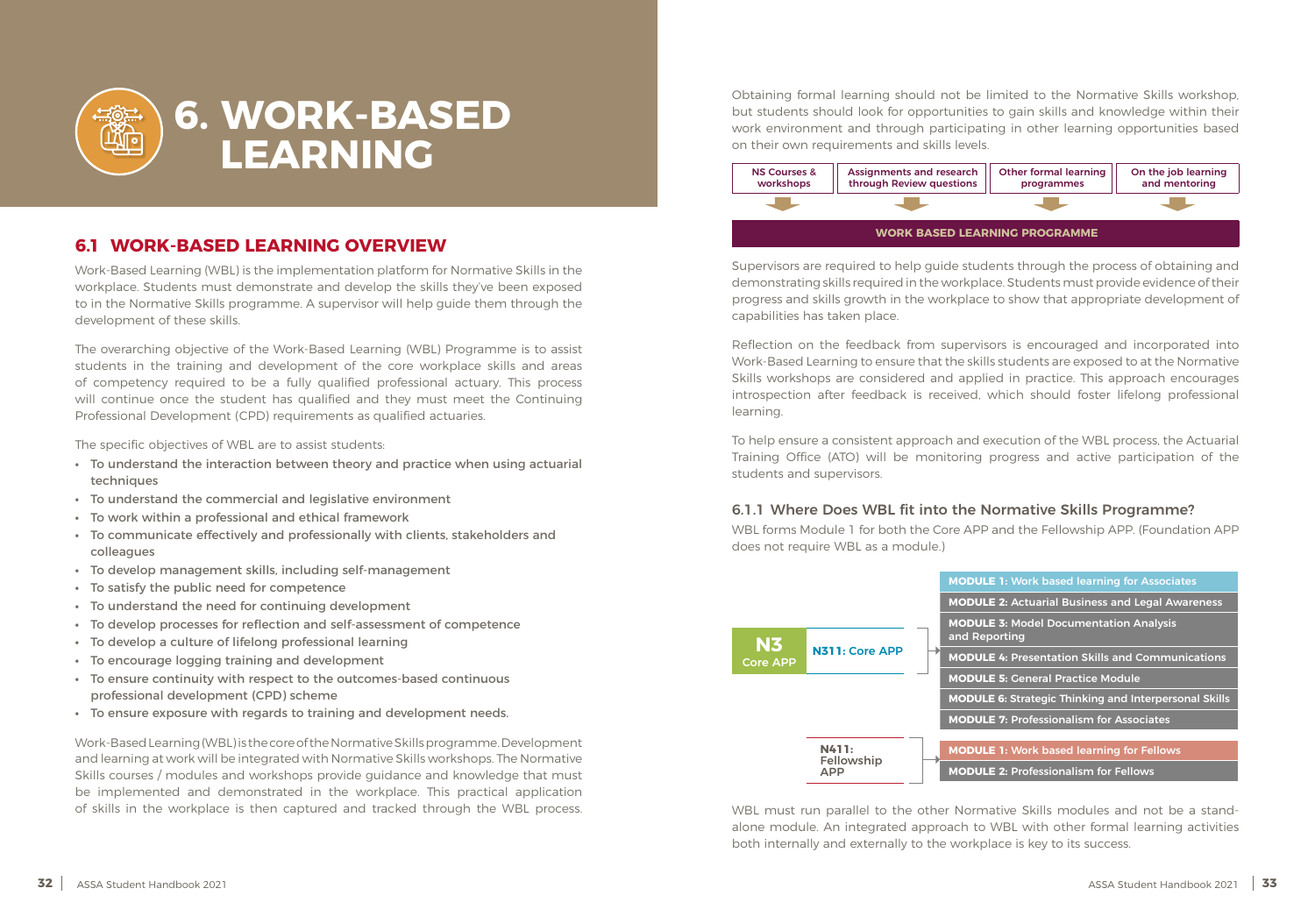# 6. WORK-BASED LEARNING

## 6.1 WORK-BASED LEARNING OVERVIEW

Work-Based Learning (WBL) is the implementation platform for Normative Skills in the workplace. Students must demonstrate and develop the skills they've been exposed to in the Normative Skills programme. A supervisor will help guide them through the development of these skills.

The overarching objective of the Work-Based Learning (WBL) Programme is to assist students in the training and development of the core workplace skills and areas of competency required to be a fully qualified professional actuary. This process will continue once the student has qualified and they must meet the Continuing Professional Development (CPD) requirements as qualified actuaries.

The specific objectives of WBL are to assist students:

- To understand the interaction between theory and practice when using actuarial techniques
- To understand the commercial and legislative environment
- To work within a professional and ethical framework
- To communicate effectively and professionally with clients, stakeholders and colleagues
- To develop management skills, including self-management
- To satisfy the public need for competence
- To understand the need for continuing development
- To develop processes for reflection and self-assessment of competence
- To develop a culture of lifelong professional learning
- To encourage logging training and development
- To ensure continuity with respect to the outcomes-based continuous professional development (CPD) scheme
- To ensure exposure with regards to training and development needs.

Work-Based Learning (WBL) is the core of the Normative Skills programme. Development and learning at work will be integrated with Normative Skills workshops. The Normative Skills courses / modules and workshops provide guidance and knowledge that must be implemented and demonstrated in the workplace. This practical application of skills in the workplace is then captured and tracked through the WBL process.

Obtaining formal learning should not be limited to the Normative Skills workshop, but students should look for opportunities to gain skills and knowledge within their work environment and through participating in other learning opportunities based on their own requirements and skills levels.

| NS Courses & workshops | Assignments and research through Review questions | Other formal learning programmes | On the job learning and mentoring |
|---|---|---|---|

**WORK BASED LEARNING PROGRAMME**

Supervisors are required to help guide students through the process of obtaining and demonstrating skills required in the workplace. Students must provide evidence of their progress and skills growth in the workplace to show that appropriate development of capabilities has taken place.

Reflection on the feedback from supervisors is encouraged and incorporated into Work-Based Learning to ensure that the skills students are exposed to at the Normative Skills workshops are considered and applied in practice. This approach encourages introspection after feedback is received, which should foster lifelong professional learning.

To help ensure a consistent approach and execution of the WBL process, the Actuarial Training Office (ATO) will be monitoring progress and active participation of the students and supervisors.

### 6.1.1 Where Does WBL fit into the Normative Skills Programme?

WBL forms Module 1 for both the Core APP and the Fellowship APP. (Foundation APP does not require WBL as a module.)

**N3 Core APP** — **N311: Core APP**

- **MODULE 1:** Work based learning for Associates
- **MODULE 2:** Actuarial Business and Legal Awareness
- **MODULE 3:** Model Documentation Analysis and Reporting
- **MODULE 4:** Presentation Skills and Communications
- **MODULE 5:** General Practice Module
- **MODULE 6:** Strategic Thinking and Interpersonal Skills
- **MODULE 7:** Professionalism for Associates

**N411: Fellowship APP**

- **MODULE 1:** Work based learning for Fellows
- **MODULE 2:** Professionalism for Fellows

WBL must run parallel to the other Normative Skills modules and not be a stand-alone module. An integrated approach to WBL with other formal learning activities both internally and externally to the workplace is key to its success.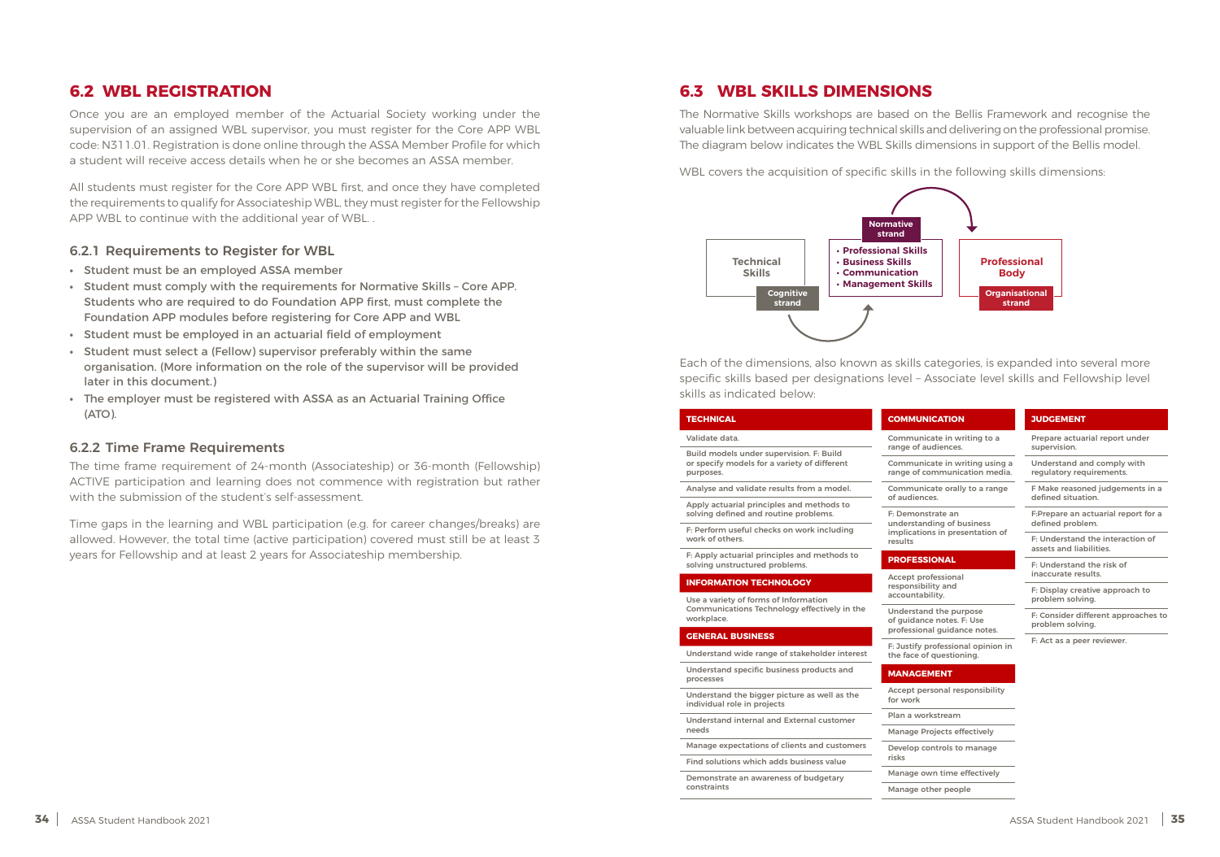## 6.2 WBL REGISTRATION

Once you are an employed member of the Actuarial Society working under the supervision of an assigned WBL supervisor, you must register for the Core APP WBL code: N311.01. Registration is done online through the ASSA Member Profile for which a student will receive access details when he or she becomes an ASSA member.

All students must register for the Core APP WBL first, and once they have completed the requirements to qualify for Associateship WBL, they must register for the Fellowship APP WBL to continue with the additional year of WBL. .

### 6.2.1 Requirements to Register for WBL

- Student must be an employed ASSA member
- Student must comply with the requirements for Normative Skills – Core APP. Students who are required to do Foundation APP first, must complete the Foundation APP modules before registering for Core APP and WBL
- Student must be employed in an actuarial field of employment
- Student must select a (Fellow) supervisor preferably within the same organisation. (More information on the role of the supervisor will be provided later in this document.)
- The employer must be registered with ASSA as an Actuarial Training Office (ATO).

### 6.2.2 Time Frame Requirements

The time frame requirement of 24-month (Associateship) or 36-month (Fellowship) ACTIVE participation and learning does not commence with registration but rather with the submission of the student's self-assessment.

Time gaps in the learning and WBL participation (e.g. for career changes/breaks) are allowed. However, the total time (active participation) covered must still be at least 3 years for Fellowship and at least 2 years for Associateship membership.

## 6.3 WBL SKILLS DIMENSIONS

The Normative Skills workshops are based on the Bellis Framework and recognise the valuable link between acquiring technical skills and delivering on the professional promise. The diagram below indicates the WBL Skills dimensions in support of the Bellis model.

WBL covers the acquisition of specific skills in the following skills dimensions:

- Technical Skills – Cognitive strand
- Normative strand:
  - Professional Skills
  - Business Skills
  - Communication
  - Management Skills
- Professional Body – Organisational strand

Each of the dimensions, also known as skills categories, is expanded into several more specific skills based per designations level – Associate level skills and Fellowship level skills as indicated below:

| TECHNICAL |
|---|
| Validate data. |
| Build models under supervision. F: Build or specify models for a variety of different purposes. |
| Analyse and validate results from a model. |
| Apply actuarial principles and methods to solving defined and routine problems. |
| F: Perform useful checks on work including work of others. |
| F: Apply actuarial principles and methods to solving unstructured problems. |

| INFORMATION TECHNOLOGY |
|---|
| Use a variety of forms of Information Communications Technology effectively in the workplace. |

| GENERAL BUSINESS |
|---|
| Understand wide range of stakeholder interest |
| Understand specific business products and processes |
| Understand the bigger picture as well as the individual role in projects |
| Understand internal and External customer needs |
| Manage expectations of clients and customers |
| Find solutions which adds business value |
| Demonstrate an awareness of budgetary constraints |

| COMMUNICATION |
|---|
| Communicate in writing to a range of audiences. |
| Communicate in writing using a range of communication media. |
| Communicate orally to a range of audiences. |
| F: Demonstrate an understanding of business implications in presentation of results |

| PROFESSIONAL |
|---|
| Accept professional responsibility and accountability. |
| Understand the purpose of guidance notes. F: Use professional guidance notes. |
| F: Justify professional opinion in the face of questioning. |

| MANAGEMENT |
|---|
| Accept personal responsibility for work |
| Plan a workstream |
| Manage Projects effectively |
| Develop controls to manage risks |
| Manage own time effectively |
| Manage other people |

| JUDGEMENT |
|---|
| Prepare actuarial report under supervision. |
| Understand and comply with regulatory requirements. |
| F Make reasoned judgements in a defined situation. |
| F:Prepare an actuarial report for a defined problem. |
| F: Understand the interaction of assets and liabilities. |
| F: Understand the risk of inaccurate results. |
| F: Display creative approach to problem solving. |
| F: Consider different approaches to problem solving. |
| F: Act as a peer reviewer. |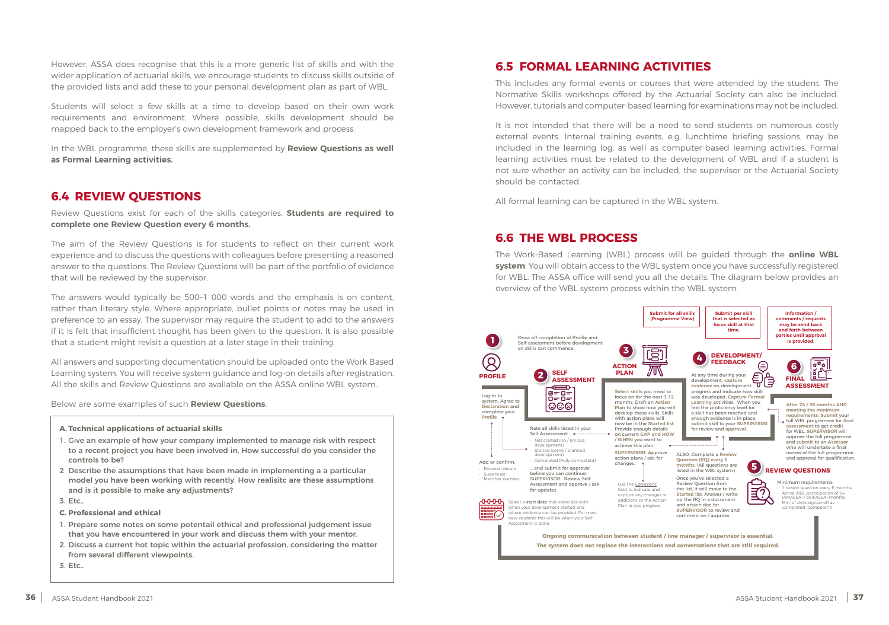However, ASSA does recognise that this is a more generic list of skills and with the wider application of actuarial skills, we encourage students to discuss skills outside of the provided lists and add these to your personal development plan as part of WBL.

Students will select a few skills at a time to develop based on their own work requirements and environment. Where possible, skills development should be mapped back to the employer's own development framework and process.

In the WBL programme, these skills are supplemented by **Review Questions as well as Formal Learning activities.**

## 6.4 REVIEW QUESTIONS

Review Questions exist for each of the skills categories. **Students are required to complete one Review Question every 6 months.**

The aim of the Review Questions is for students to reflect on their current work experience and to discuss the questions with colleagues before presenting a reasoned answer to the questions. The Review Questions will be part of the portfolio of evidence that will be reviewed by the supervisor.

The answers would typically be 500–1 000 words and the emphasis is on content, rather than literary style. Where appropriate, bullet points or notes may be used in preference to an essay. The supervisor may require the student to add to the answers if it is felt that insufficient thought has been given to the question. It is also possible that a student might revisit a question at a later stage in their training.

All answers and supporting documentation should be uploaded onto the Work Based Learning system. You will receive system guidance and log-on details after registration. All the skills and Review Questions are available on the ASSA online WBL system..

Below are some examples of such **Review Questions**:

**A. Technical applications of actuarial skills**

1. **Give an example of how your company implemented to manage risk with respect to a recent project you have been involved in. How successful do you consider the controls to be?**
2. **Describe the assumptions that have been made in implementing a a particular model you have been working with recently. How realisitc are these assumptions and is it possible to make any adjustments?**
3. Etc..

**C. Professional and ethical**

1. **Prepare some notes on some potentail ethical and professional judgement issue that you have encountered in your work and discuss them with your mentor.**
2. **Discuss a current hot topic within the actuarial profession, considering the matter from several different viewpoints.**
3. Etc..

## 6.5 FORMAL LEARNING ACTIVITIES

This includes any formal events or courses that were attended by the student. The Normative Skills workshops offered by the Actuarial Society can also be included. However, tutorials and computer-based learning for examinations may not be included.

It is not intended that there will be a need to send students on numerous costly external events. Internal training events, e.g. lunchtime briefing sessions, may be included in the learning log, as well as computer-based learning activities. Formal learning activities must be related to the development of WBL and if a student is not sure whether an activity can be included, the supervisor or the Actuarial Society should be contacted.

All formal learning can be captured in the WBL system.

## 6.6 THE WBL PROCESS

The Work-Based Learning (WBL) process will be guided through the **online WBL system**. You will obtain access to the WBL system once you have successfully registered for WBL. The ASSA office will send you all the details. The diagram below provides an overview of the WBL system process within the WBL system.

**1 PROFILE**

Once off completion of Profile and Self-assessment before development on skills can commence.

Log-in to system. Agree to **Declaration** and complete your **Profile**

Add or confirm:
- Personal details
- Supervisor
- Member number

Select a **start date** that coincides with when your development started and where evidence can be provided. For most new students this will be when your Self-Assessment is done.

**2 SELF ASSESSMENT**

Rate all skills listed in your Self Assessment:
- Not started (no / limited development)
- Started (some / planned development)
- Completed (Fully competent)

... and submit for approval before you can continue. SUPERVISOR: Review Self Assessment and approve / ask for updates

**3 ACTION PLAN**

**Submit for all skills (Programme View)**

**Select skills** you need to focus on for the next 3-12 months. Draft an **Action Plan** to show how you will develop these skills. Skills with action plans will now be in the **Started** list. Provide enough details on current **GAP** and **HOW / WHEN** you want to achieve this plan.

**SUPERVISOR:** Approve action plans / ask for changes.

Use the Comment field to indicate and capture any changes or additions to the Action Plan as you progress.

**4 DEVELOPMENT/ FEEDBACK**

**Submit per skill that is selected as focus skill at that time.**

At any time during your development, **capture evidence** on development progress and indicate how skill was developed. **Capture Formal Learning** activities. When you feel the proficiency level for a skill has been reached and enough evidence is in place, **submit** skill to your **SUPERVISOR** for review and **approval.**

ALSO: Complete a **Review Question (RQ) every 6 months.** (All questions are listed in the WBL system)

Once you've selected a Review Question from the list, it will move to the **Started** list. Answer / write-up the RQ in a document and attach doc for **SUPERVISOR** to review and comment on / approve.

**5 REVIEW QUESTIONS**

Minimum requirements:
- 1 review question every 6 months
- Active WBL participation of 24 (AMASSA) / 36(FASSA) months.
- Min. of skills signed-off as Completed (competent)

**6 FINAL ASSESSMENT**

**Information / comments / requests may be send back and forth between parties until approval is provided.**

**After 24 / 36 months AND meeting the minimum requirements: Submit** your full WBL programme for **final assessment** to get credit for WBL. **SUPERVISOR** will approve the full programme and **submit** to an **Assessor** who will undertake a final review of the full programme and approval for qualification.

**Ongoing communication between student / line manager / supervisor is essential.**

**The system does not replace the interactions and conversations that are still required.**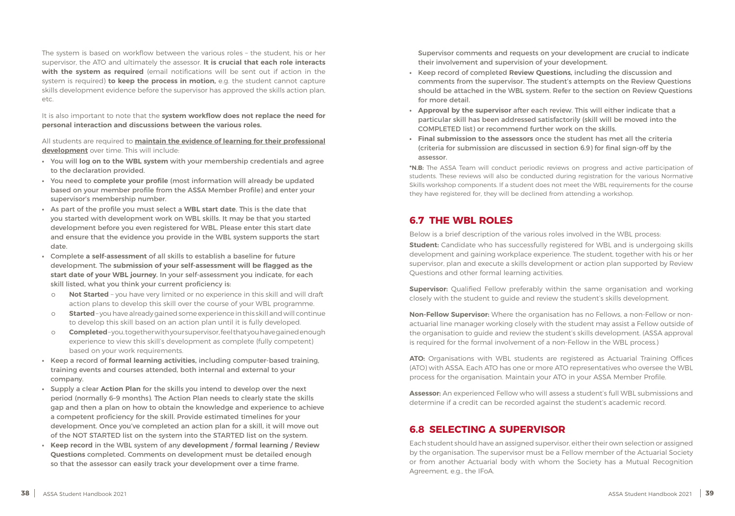The system is based on workflow between the various roles – the student, his or her supervisor, the ATO and ultimately the assessor. **It is crucial that each role interacts with the system as required** (email notifications will be sent out if action in the system is required) **to keep the process in motion,** e.g. the student cannot capture skills development evidence before the supervisor has approved the skills action plan, etc.

It is also important to note that the **system workflow does not replace the need for personal interaction and discussions between the various roles.**

All students are required to **maintain the evidence of learning for their professional development** over time. This will include:

- You will **log on to the WBL system** with your membership credentials and agree to the declaration provided.
- You need to **complete your profile** (most information will already be updated based on your member profile from the ASSA Member Profile) and enter your supervisor's membership number.
- As part of the profile you must select a **WBL start date**. This is the date that you started with development work on WBL skills. It may be that you started development before you even registered for WBL. Please enter this start date and ensure that the evidence you provide in the WBL system supports the start date.
- Complete **a self-assessment** of all skills to establish a baseline for future development. The **submission of your self-assessment will be flagged as the start date of your WBL journey.** In your self-assessment you indicate, for each skill listed, what you think your current proficiency is:
  - **Not Started** – you have very limited or no experience in this skill and will draft action plans to develop this skill over the course of your WBL programme.
  - **Started** – you have already gained some experience in this skill and will continue to develop this skill based on an action plan until it is fully developed.
  - **Completed** – you, together with your supervisor, feel that you have gained enough experience to view this skill's development as complete (fully competent) based on your work requirements.
- Keep a record of **formal learning activities,** including computer-based training, training events and courses attended, both internal and external to your company.
- Supply a clear **Action Plan** for the skills you intend to develop over the next period (normally 6–9 months). The Action Plan needs to clearly state the skills gap and then a plan on how to obtain the knowledge and experience to achieve a competent proficiency for the skill. Provide estimated timelines for your development. Once you've completed an action plan for a skill, it will move out of the NOT STARTED list on the system into the STARTED list on the system.
- **Keep record** in the WBL system of any **development / formal learning / Review Questions** completed. Comments on development must be detailed enough so that the assessor can easily track your development over a time frame. Supervisor comments and requests on your development are crucial to indicate their involvement and supervision of your development.
- Keep record of completed **Review Questions,** including the discussion and comments from the supervisor. The student's attempts on the Review Questions should be attached in the WBL system. Refer to the section on Review Questions for more detail.
- **Approval by the supervisor** after each review. This will either indicate that a particular skill has been addressed satisfactorily (skill will be moved into the COMPLETED list) or recommend further work on the skills.
- **Final submission to the assessors** once the student has met all the criteria (criteria for submission are discussed in section 6.9) for final sign-off by the assessor.

***N.B:** The ASSA Team will conduct periodic reviews on progress and active participation of students. These reviews will also be conducted during registration for the various Normative Skills workshop components. If a student does not meet the WBL requirements for the course they have registered for, they will be declined from attending a workshop.

## 6.7 THE WBL ROLES

Below is a brief description of the various roles involved in the WBL process:

**Student:** Candidate who has successfully registered for WBL and is undergoing skills development and gaining workplace experience. The student, together with his or her supervisor, plan and execute a skills development or action plan supported by Review Questions and other formal learning activities.

**Supervisor:** Qualified Fellow preferably within the same organisation and working closely with the student to guide and review the student's skills development.

**Non-Fellow Supervisor:** Where the organisation has no Fellows, a non-Fellow or non-actuarial line manager working closely with the student may assist a Fellow outside of the organisation to guide and review the student's skills development. (ASSA approval is required for the formal involvement of a non-Fellow in the WBL process.)

**ATO:** Organisations with WBL students are registered as Actuarial Training Offices (ATO) with ASSA. Each ATO has one or more ATO representatives who oversee the WBL process for the organisation. Maintain your ATO in your ASSA Member Profile.

**Assessor:** An experienced Fellow who will assess a student's full WBL submissions and determine if a credit can be recorded against the student's academic record.

## 6.8 SELECTING A SUPERVISOR

Each student should have an assigned supervisor, either their own selection or assigned by the organisation. The supervisor must be a Fellow member of the Actuarial Society or from another Actuarial body with whom the Society has a Mutual Recognition Agreement, e.g., the IFoA.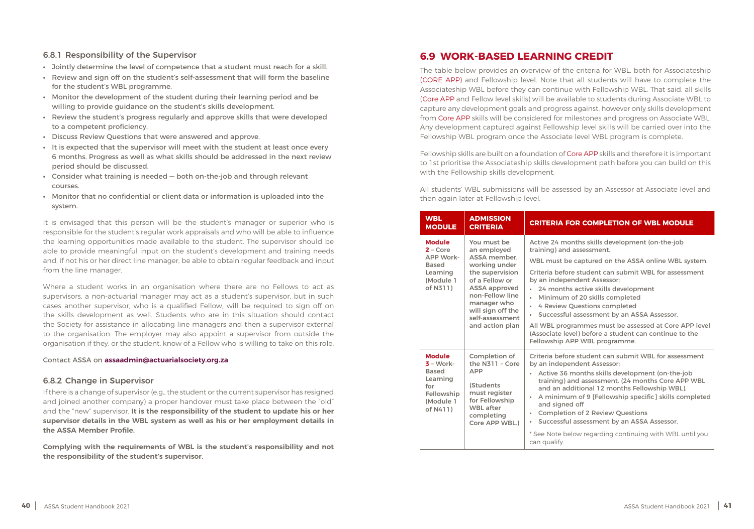### 6.8.1 Responsibility of the Supervisor

- Jointly determine the level of competence that a student must reach for a skill.
- Review and sign off on the student's self-assessment that will form the baseline for the student's WBL programme.
- Monitor the development of the student during their learning period and be willing to provide guidance on the student's skills development.
- Review the student's progress regularly and approve skills that were developed to a competent proficiency.
- Discuss Review Questions that were answered and approve.
- It is expected that the supervisor will meet with the student at least once every 6 months. Progress as well as what skills should be addressed in the next review period should be discussed.
- Consider what training is needed — both on-the-job and through relevant courses.
- Monitor that no confidential or client data or information is uploaded into the system.

It is envisaged that this person will be the student's manager or superior who is responsible for the student's regular work appraisals and who will be able to influence the learning opportunities made available to the student. The supervisor should be able to provide meaningful input on the student's development and training needs and, if not his or her direct line manager, be able to obtain regular feedback and input from the line manager.

Where a student works in an organisation where there are no Fellows to act as supervisors, a non-actuarial manager may act as a student's supervisor, but in such cases another supervisor, who is a qualified Fellow, will be required to sign off on the skills development as well. Students who are in this situation should contact the Society for assistance in allocating line managers and then a supervisor external to the organisation. The employer may also appoint a supervisor from outside the organisation if they, or the student, know of a Fellow who is willing to take on this role.

Contact ASSA on **assaadmin@actuarialsociety.org.za**

### 6.8.2 Change in Supervisor

If there is a change of supervisor (e.g., the student or the current supervisor has resigned and joined another company) a proper handover must take place between the "old" and the "new" supervisor. **It is the responsibility of the student to update his or her supervisor details in the WBL system as well as his or her employment details in the ASSA Member Profile.**

**Complying with the requirements of WBL is the student's responsibility and not the responsibility of the student's supervisor.**

## 6.9 WORK-BASED LEARNING CREDIT

The table below provides an overview of the criteria for WBL, both for Associateship (CORE APP) and Fellowship level. Note that all students will have to complete the Associateship WBL before they can continue with Fellowship WBL. That said, all skills (Core APP and Fellow level skills) will be available to students during Associate WBL to capture any development goals and progress against, however only skills development from Core APP skills will be considered for milestones and progress on Associate WBL. Any development captured against Fellowship level skills will be carried over into the Fellowship WBL program once the Associate level WBL program is complete.

Fellowship skills are built on a foundation of Core APP skills and therefore it is important to 1st prioritise the Associateship skills development path before you can build on this with the Fellowship skills development.

All students' WBL submissions will be assessed by an Assessor at Associate level and then again later at Fellowship level.

| WBL MODULE | ADMISSION CRITERIA | CRITERIA FOR COMPLETION OF WBL MODULE |
| --- | --- | --- |
| **Module 2** – Core APP Work-Based Learning (Module 1 of N311) | You must be an employed ASSA member, working under the supervision of a Fellow or ASSA approved non-Fellow line manager who will sign off the self-assessment and action plan | Active 24 months skills development (on-the-job training) and assessment.<br><br>WBL must be captured on the ASSA online WBL system.<br><br>Criteria before student can submit WBL for assessment by an independent Assessor:<br>• 24 months active skills development<br>• Minimum of 20 skills completed<br>• 4 Review Questions completed<br>• Successful assessment by an ASSA Assessor.<br><br>All WBL programmes must be assessed at Core APP level (Associate level) before a student can continue to the Fellowship APP WBL programme. |
| **Module 3** – Work-Based Learning for Fellowship (Module 1 of N411) | Completion of the N311 – Core APP<br><br>(Students must register for Fellowship WBL after completing Core APP WBL.) | Criteria before student can submit WBL for assessment by an independent Assessor:<br>• Active 36 months skills development (on-the-job training) and assessment. (24 months Core APP WBL and an additional 12 months Fellowship WBL).<br>• A minimum of 9 [Fellowship specific] skills completed and signed off<br>• Completion of 2 Review Questions<br>• Successful assessment by an ASSA Assessor.<br><br>* See Note below regarding continuing with WBL until you can qualify. |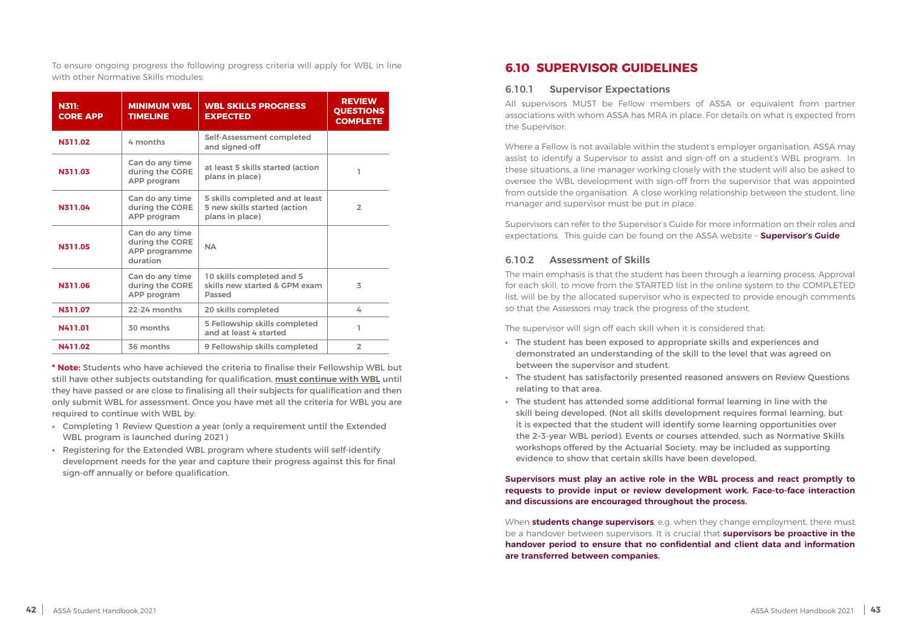To ensure ongoing progress the following progress criteria will apply for WBL in line with other Normative Skills modules:

| N311: CORE APP | MINIMUM WBL TIMELINE | WBL SKILLS PROGRESS EXPECTED | REVIEW QUESTIONS COMPLETE |
|---|---|---|---|
| N311.02 | 4 months | Self-Assessment completed and signed-off | |
| N311.03 | Can do any time during the CORE APP program | at least 5 skills started (action plans in place) | 1 |
| N311.04 | Can do any time during the CORE APP program | 5 skills completed and at least 5 new skills started (action plans in place) | 2 |
| N311.05 | Can do any time during the CORE APP programme duration | NA | |
| N311.06 | Can do any time during the CORE APP program | 10 skills completed and 5 skills new started & GPM exam Passed | 3 |
| N311.07 | 22-24 months | 20 skills completed | 4 |
| N411.01 | 30 months | 5 Fellowship skills completed and at least 4 started | 1 |
| N411.02 | 36 months | 9 Fellowship skills completed | 2 |

**\* Note:** Students who have achieved the criteria to finalise their Fellowship WBL but still have other subjects outstanding for qualification, **must continue with WBL** until they have passed or are close to finalising all their subjects for qualification and then only submit WBL for assessment. Once you have met all the criteria for WBL you are required to continue with WBL by:

- Completing 1 Review Question a year (only a requirement until the Extended WBL program is launched during 2021)
- Registering for the Extended WBL program where students will self-identify development needs for the year and capture their progress against this for final sign-off annually or before qualification.

## 6.10 SUPERVISOR GUIDELINES

### 6.10.1 Supervisor Expectations

All supervisors MUST be Fellow members of ASSA or equivalent from partner associations with whom ASSA has MRA in place. For details on what is expected from the Supervisor.

Where a Fellow is not available within the student's employer organisation, ASSA may assist to identify a Supervisor to assist and sign-off on a student's WBL program. In these situations, a line manager working closely with the student will also be asked to oversee the WBL development with sign-off from the supervisor that was appointed from outside the organisation. A close working relationship between the student, line manager and supervisor must be put in place.

Supervisors can refer to the Supervisor's Guide for more information on their roles and expectations. This guide can be found on the ASSA website – **Supervisor's Guide**

### 6.10.2 Assessment of Skills

The main emphasis is that the student has been through a learning process. Approval for each skill, to move from the STARTED list in the online system to the COMPLETED list, will be by the allocated supervisor who is expected to provide enough comments so that the Assessors may track the progress of the student.

The supervisor will sign off each skill when it is considered that:

- The student has been exposed to appropriate skills and experiences and demonstrated an understanding of the skill to the level that was agreed on between the supervisor and student.
- The student has satisfactorily presented reasoned answers on Review Questions relating to that area.
- The student has attended some additional formal learning in line with the skill being developed. (Not all skills development requires formal learning, but it is expected that the student will identify some learning opportunities over the 2–3-year WBL period). Events or courses attended, such as Normative Skills workshops offered by the Actuarial Society, may be included as supporting evidence to show that certain skills have been developed.

**Supervisors must play an active role in the WBL process and react promptly to requests to provide input or review development work. Face-to-face interaction and discussions are encouraged throughout the process.**

When **students change supervisors**, e.g. when they change employment, there must be a handover between supervisors. It is crucial that **supervisors be proactive in the handover period to ensure that no confidential and client data and information are transferred between companies.**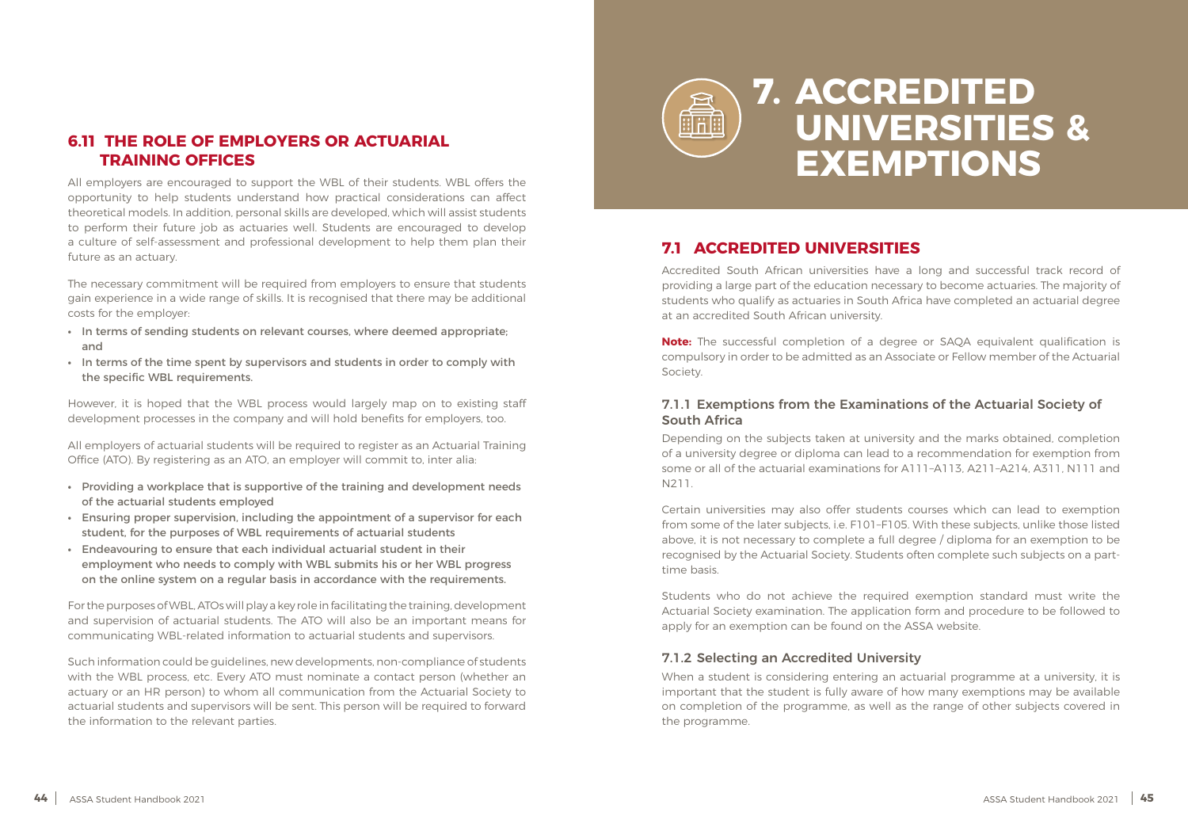## 6.11 THE ROLE OF EMPLOYERS OR ACTUARIAL TRAINING OFFICES

All employers are encouraged to support the WBL of their students. WBL offers the opportunity to help students understand how practical considerations can affect theoretical models. In addition, personal skills are developed, which will assist students to perform their future job as actuaries well. Students are encouraged to develop a culture of self-assessment and professional development to help them plan their future as an actuary.

The necessary commitment will be required from employers to ensure that students gain experience in a wide range of skills. It is recognised that there may be additional costs for the employer:

- In terms of sending students on relevant courses, where deemed appropriate; and
- In terms of the time spent by supervisors and students in order to comply with the specific WBL requirements.

However, it is hoped that the WBL process would largely map on to existing staff development processes in the company and will hold benefits for employers, too.

All employers of actuarial students will be required to register as an Actuarial Training Office (ATO). By registering as an ATO, an employer will commit to, inter alia:

- Providing a workplace that is supportive of the training and development needs of the actuarial students employed
- Ensuring proper supervision, including the appointment of a supervisor for each student, for the purposes of WBL requirements of actuarial students
- Endeavouring to ensure that each individual actuarial student in their employment who needs to comply with WBL submits his or her WBL progress on the online system on a regular basis in accordance with the requirements.

For the purposes of WBL, ATOs will play a key role in facilitating the training, development and supervision of actuarial students. The ATO will also be an important means for communicating WBL-related information to actuarial students and supervisors.

Such information could be guidelines, new developments, non-compliance of students with the WBL process, etc. Every ATO must nominate a contact person (whether an actuary or an HR person) to whom all communication from the Actuarial Society to actuarial students and supervisors will be sent. This person will be required to forward the information to the relevant parties.

# 7. ACCREDITED UNIVERSITIES & EXEMPTIONS

## 7.1 ACCREDITED UNIVERSITIES

Accredited South African universities have a long and successful track record of providing a large part of the education necessary to become actuaries. The majority of students who qualify as actuaries in South Africa have completed an actuarial degree at an accredited South African university.

**Note:** The successful completion of a degree or SAQA equivalent qualification is compulsory in order to be admitted as an Associate or Fellow member of the Actuarial Society.

### 7.1.1 Exemptions from the Examinations of the Actuarial Society of South Africa

Depending on the subjects taken at university and the marks obtained, completion of a university degree or diploma can lead to a recommendation for exemption from some or all of the actuarial examinations for A111–A113, A211–A214, A311, N111 and N211.

Certain universities may also offer students courses which can lead to exemption from some of the later subjects, i.e. F101–F105. With these subjects, unlike those listed above, it is not necessary to complete a full degree / diploma for an exemption to be recognised by the Actuarial Society. Students often complete such subjects on a part-time basis.

Students who do not achieve the required exemption standard must write the Actuarial Society examination. The application form and procedure to be followed to apply for an exemption can be found on the ASSA website.

### 7.1.2 Selecting an Accredited University

When a student is considering entering an actuarial programme at a university, it is important that the student is fully aware of how many exemptions may be available on completion of the programme, as well as the range of other subjects covered in the programme.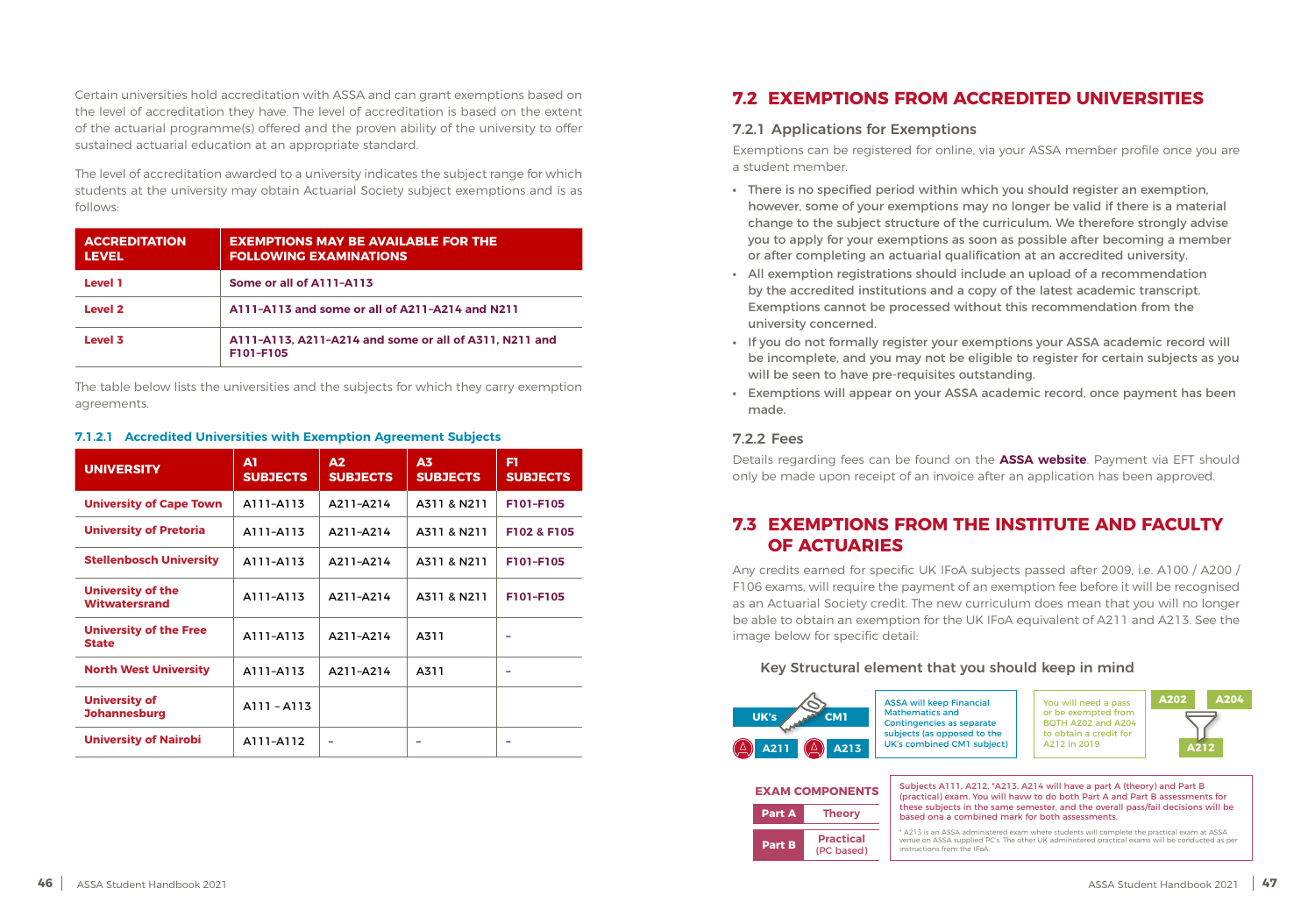Certain universities hold accreditation with ASSA and can grant exemptions based on the level of accreditation they have. The level of accreditation is based on the extent of the actuarial programme(s) offered and the proven ability of the university to offer sustained actuarial education at an appropriate standard.

The level of accreditation awarded to a university indicates the subject range for which students at the university may obtain Actuarial Society subject exemptions and is as follows:

| ACCREDITATION LEVEL | EXEMPTIONS MAY BE AVAILABLE FOR THE FOLLOWING EXAMINATIONS |
|---|---|
| Level 1 | Some or all of A111–A113 |
| Level 2 | A111–A113 and some or all of A211–A214 and N211 |
| Level 3 | A111–A113, A211–A214 and some or all of A311, N211 and F101–F105 |

The table below lists the universities and the subjects for which they carry exemption agreements.

#### 7.1.2.1 Accredited Universities with Exemption Agreement Subjects

| UNIVERSITY | A1 SUBJECTS | A2 SUBJECTS | A3 SUBJECTS | F1 SUBJECTS |
|---|---|---|---|---|
| University of Cape Town | A111-A113 | A211-A214 | A311 & N211 | F101-F105 |
| University of Pretoria | A111-A113 | A211-A214 | A311 & N211 | F102 & F105 |
| Stellenbosch University | A111-A113 | A211-A214 | A311 & N211 | F101-F105 |
| University of the Witwatersrand | A111-A113 | A211-A214 | A311 & N211 | F101-F105 |
| University of the Free State | A111-A113 | A211-A214 | A311 | - |
| North West University | A111-A113 | A211-A214 | A311 | - |
| University of Johannesburg | A111 - A113 | | | |
| University of Nairobi | A111-A112 | - | - | - |

## 7.2 EXEMPTIONS FROM ACCREDITED UNIVERSITIES

### 7.2.1 Applications for Exemptions

Exemptions can be registered for online, via your ASSA member profile once you are a student member.

- There is no specified period within which you should register an exemption, however, some of your exemptions may no longer be valid if there is a material change to the subject structure of the curriculum. We therefore strongly advise you to apply for your exemptions as soon as possible after becoming a member or after completing an actuarial qualification at an accredited university.
- All exemption registrations should include an upload of a recommendation by the accredited institutions and a copy of the latest academic transcript. Exemptions cannot be processed without this recommendation from the university concerned.
- If you do not formally register your exemptions your ASSA academic record will be incomplete, and you may not be eligible to register for certain subjects as you will be seen to have pre-requisites outstanding.
- Exemptions will appear on your ASSA academic record, once payment has been made.

### 7.2.2 Fees

Details regarding fees can be found on the **ASSA website**. Payment via EFT should only be made upon receipt of an invoice after an application has been approved.

## 7.3 EXEMPTIONS FROM THE INSTITUTE AND FACULTY OF ACTUARIES

Any credits earned for specific UK IFoA subjects passed after 2009, i.e. A100 / A200 / F106 exams, will require the payment of an exemption fee before it will be recognised as an Actuarial Society credit. The new curriculum does mean that you will no longer be able to obtain an exemption for the UK IFoA equivalent of A211 and A213. See the image below for specific detail:

Key Structural element that you should keep in mind

UK's CM1 — A211, A213

ASSA will keep Financial Mathematics and Contingencies as separate subjects (as opposed to the UK's combined CM1 subject)

You will need a pass or be exempted from BOTH A202 and A204 to obtain a credit for A212 in 2019

A202, A204 → A212

| EXAM COMPONENTS | |
|---|---|
| Part A | Theory |
| Part B | Practical (PC based) |

Subjects A111, A212, *A213, A214 will have a part A (theory) and Part B (practical) exam. You will havw to do both Part A and Part B assessments for these subjects in the same semester, and the overall pass/fail decisions will be based ona a combined mark for both assessments.

* A213 is an ASSA administered exam where students will complete the practical exam at ASSA venue on ASSA supplied PC's. The other UK administered practical exams will be conducted as per instructions from the IFoA.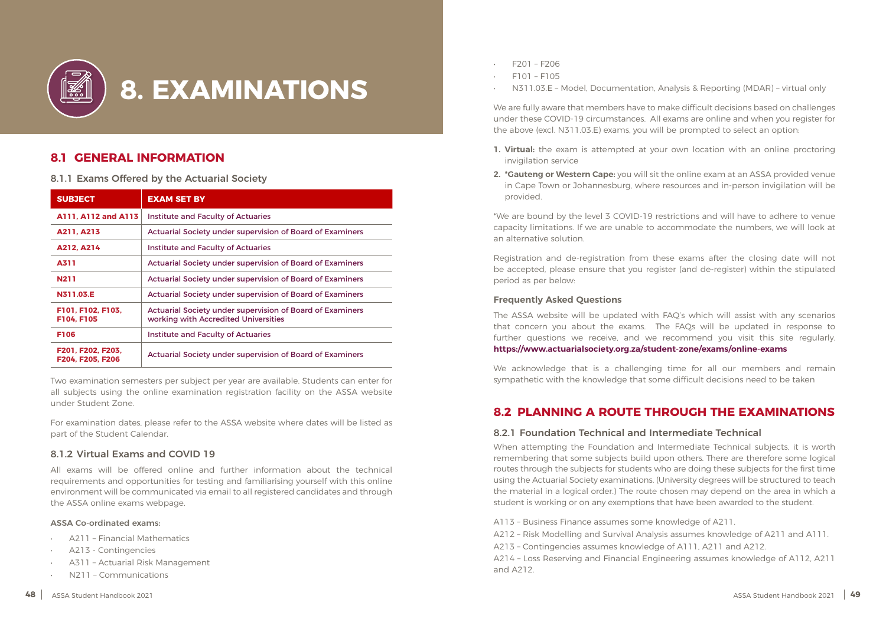# 8. EXAMINATIONS

## 8.1 GENERAL INFORMATION

### 8.1.1 Exams Offered by the Actuarial Society

| SUBJECT | EXAM SET BY |
|---|---|
| A111, A112 and A113 | Institute and Faculty of Actuaries |
| A211, A213 | Actuarial Society under supervision of Board of Examiners |
| A212, A214 | Institute and Faculty of Actuaries |
| A311 | Actuarial Society under supervision of Board of Examiners |
| N211 | Actuarial Society under supervision of Board of Examiners |
| N311.03.E | Actuarial Society under supervision of Board of Examiners |
| F101, F102, F103, F104, F105 | Actuarial Society under supervision of Board of Examiners working with Accredited Universities |
| F106 | Institute and Faculty of Actuaries |
| F201, F202, F203, F204, F205, F206 | Actuarial Society under supervision of Board of Examiners |

Two examination semesters per subject per year are available. Students can enter for all subjects using the online examination registration facility on the ASSA website under Student Zone.

For examination dates, please refer to the ASSA website where dates will be listed as part of the Student Calendar.

### 8.1.2 Virtual Exams and COVID 19

All exams will be offered online and further information about the technical requirements and opportunities for testing and familiarising yourself with this online environment will be communicated via email to all registered candidates and through the ASSA online exams webpage.

**ASSA Co-ordinated exams:**

- A211 – Financial Mathematics
- A213 - Contingencies
- A311 – Actuarial Risk Management
- N211 – Communications
- F201 – F206
- F101 – F105
- N311.03.E – Model, Documentation, Analysis & Reporting (MDAR) – virtual only

We are fully aware that members have to make difficult decisions based on challenges under these COVID-19 circumstances. All exams are online and when you register for the above (excl. N311.03.E) exams, you will be prompted to select an option:

1. **Virtual:** the exam is attempted at your own location with an online proctoring invigilation service
2. **\*Gauteng or Western Cape:** you will sit the online exam at an ASSA provided venue in Cape Town or Johannesburg, where resources and in-person invigilation will be provided.

*We are bound by the level 3 COVID-19 restrictions and will have to adhere to venue capacity limitations. If we are unable to accommodate the numbers, we will look at an alternative solution.

Registration and de-registration from these exams after the closing date will not be accepted, please ensure that you register (and de-register) within the stipulated period as per below:

#### Frequently Asked Questions

The ASSA website will be updated with FAQ's which will assist with any scenarios that concern you about the exams. The FAQs will be updated in response to further questions we receive, and we recommend you visit this site regularly. **https://www.actuarialsociety.org.za/student-zone/exams/online-exams**

We acknowledge that is a challenging time for all our members and remain sympathetic with the knowledge that some difficult decisions need to be taken

## 8.2 PLANNING A ROUTE THROUGH THE EXAMINATIONS

### 8.2.1 Foundation Technical and Intermediate Technical

When attempting the Foundation and Intermediate Technical subjects, it is worth remembering that some subjects build upon others. There are therefore some logical routes through the subjects for students who are doing these subjects for the first time using the Actuarial Society examinations. (University degrees will be structured to teach the material in a logical order.) The route chosen may depend on the area in which a student is working or on any exemptions that have been awarded to the student.

A113 – Business Finance assumes some knowledge of A211.
A212 – Risk Modelling and Survival Analysis assumes knowledge of A211 and A111.
A213 – Contingencies assumes knowledge of A111, A211 and A212.
A214 – Loss Reserving and Financial Engineering assumes knowledge of A112, A211 and A212.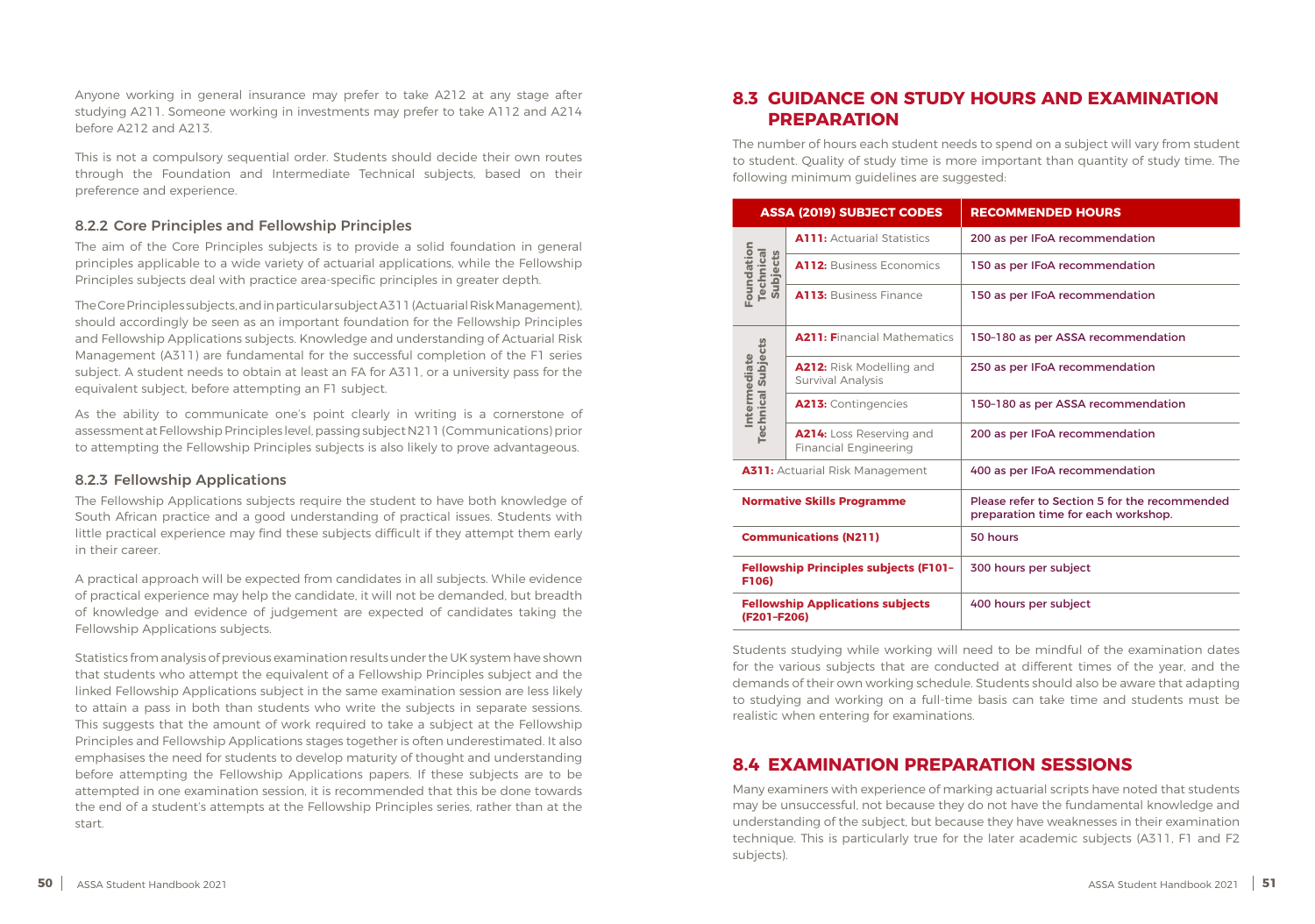Anyone working in general insurance may prefer to take A212 at any stage after studying A211. Someone working in investments may prefer to take A112 and A214 before A212 and A213.

This is not a compulsory sequential order. Students should decide their own routes through the Foundation and Intermediate Technical subjects, based on their preference and experience.

### 8.2.2 Core Principles and Fellowship Principles

The aim of the Core Principles subjects is to provide a solid foundation in general principles applicable to a wide variety of actuarial applications, while the Fellowship Principles subjects deal with practice area-specific principles in greater depth.

The Core Principles subjects, and in particular subject A311 (Actuarial Risk Management), should accordingly be seen as an important foundation for the Fellowship Principles and Fellowship Applications subjects. Knowledge and understanding of Actuarial Risk Management (A311) are fundamental for the successful completion of the F1 series subject. A student needs to obtain at least an FA for A311, or a university pass for the equivalent subject, before attempting an F1 subject.

As the ability to communicate one's point clearly in writing is a cornerstone of assessment at Fellowship Principles level, passing subject N211 (Communications) prior to attempting the Fellowship Principles subjects is also likely to prove advantageous.

### 8.2.3 Fellowship Applications

The Fellowship Applications subjects require the student to have both knowledge of South African practice and a good understanding of practical issues. Students with little practical experience may find these subjects difficult if they attempt them early in their career.

A practical approach will be expected from candidates in all subjects. While evidence of practical experience may help the candidate, it will not be demanded, but breadth of knowledge and evidence of judgement are expected of candidates taking the Fellowship Applications subjects.

Statistics from analysis of previous examination results under the UK system have shown that students who attempt the equivalent of a Fellowship Principles subject and the linked Fellowship Applications subject in the same examination session are less likely to attain a pass in both than students who write the subjects in separate sessions. This suggests that the amount of work required to take a subject at the Fellowship Principles and Fellowship Applications stages together is often underestimated. It also emphasises the need for students to develop maturity of thought and understanding before attempting the Fellowship Applications papers. If these subjects are to be attempted in one examination session, it is recommended that this be done towards the end of a student's attempts at the Fellowship Principles series, rather than at the start.

## 8.3 GUIDANCE ON STUDY HOURS AND EXAMINATION PREPARATION

The number of hours each student needs to spend on a subject will vary from student to student. Quality of study time is more important than quantity of study time. The following minimum guidelines are suggested:

| ASSA (2019) SUBJECT CODES | | RECOMMENDED HOURS |
|---|---|---|
| Foundation Technical Subjects | **A111:** Actuarial Statistics | 200 as per IFoA recommendation |
| | **A112:** Business Economics | 150 as per IFoA recommendation |
| | **A113:** Business Finance | 150 as per IFoA recommendation |
| Intermediate Technical Subjects | **A211:** Financial Mathematics | 150–180 as per ASSA recommendation |
| | **A212:** Risk Modelling and Survival Analysis | 250 as per IFoA recommendation |
| | **A213:** Contingencies | 150–180 as per ASSA recommendation |
| | **A214:** Loss Reserving and Financial Engineering | 200 as per IFoA recommendation |
| **A311:** Actuarial Risk Management | | 400 as per IFoA recommendation |
| **Normative Skills Programme** | | Please refer to Section 5 for the recommended preparation time for each workshop. |
| **Communications (N211)** | | 50 hours |
| **Fellowship Principles subjects (F101–F106)** | | 300 hours per subject |
| **Fellowship Applications subjects (F201–F206)** | | 400 hours per subject |

Students studying while working will need to be mindful of the examination dates for the various subjects that are conducted at different times of the year, and the demands of their own working schedule. Students should also be aware that adapting to studying and working on a full-time basis can take time and students must be realistic when entering for examinations.

## 8.4 EXAMINATION PREPARATION SESSIONS

Many examiners with experience of marking actuarial scripts have noted that students may be unsuccessful, not because they do not have the fundamental knowledge and understanding of the subject, but because they have weaknesses in their examination technique. This is particularly true for the later academic subjects (A311, F1 and F2 subjects).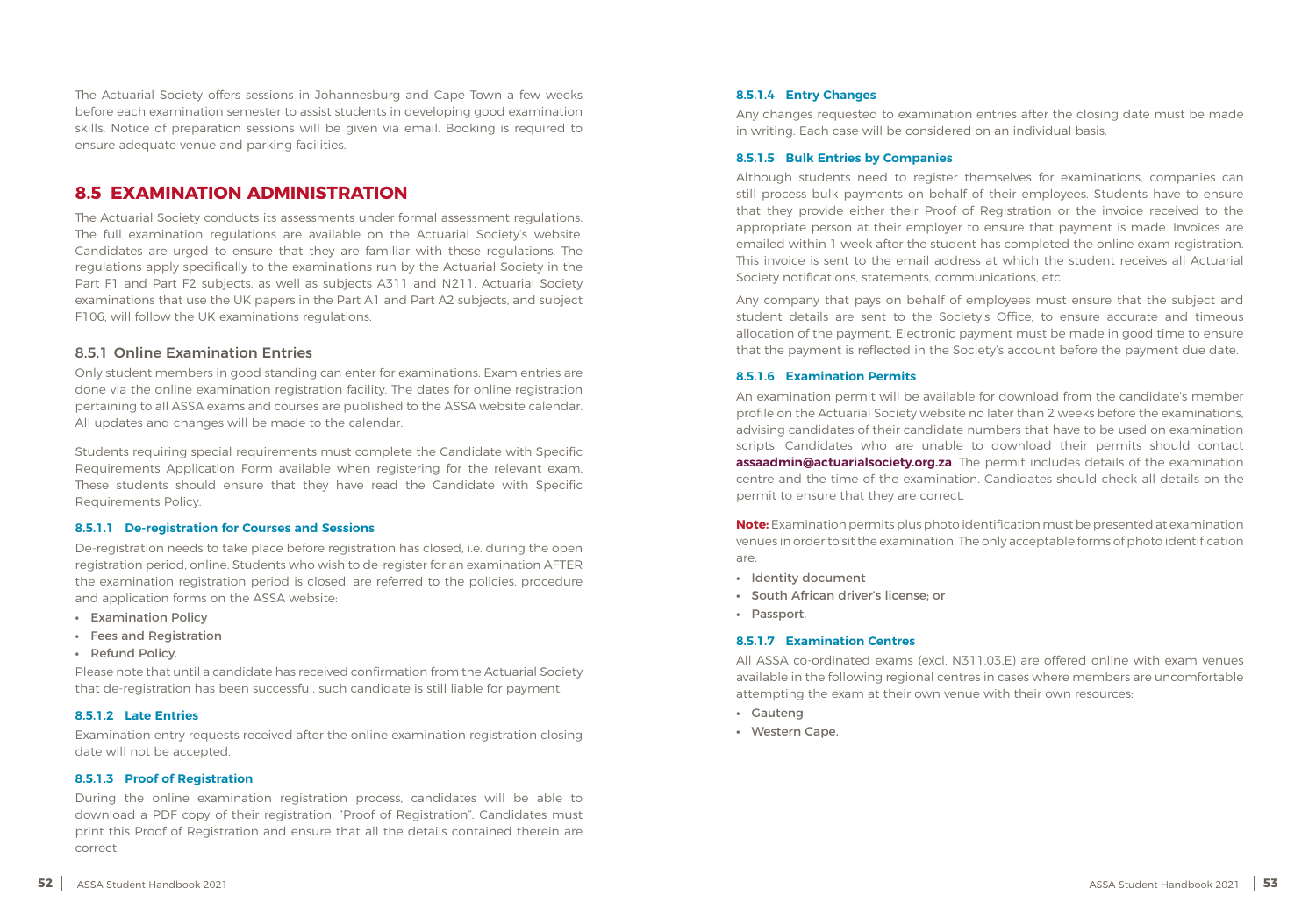The Actuarial Society offers sessions in Johannesburg and Cape Town a few weeks before each examination semester to assist students in developing good examination skills. Notice of preparation sessions will be given via email. Booking is required to ensure adequate venue and parking facilities.

## 8.5 EXAMINATION ADMINISTRATION

The Actuarial Society conducts its assessments under formal assessment regulations. The full examination regulations are available on the Actuarial Society's website. Candidates are urged to ensure that they are familiar with these regulations. The regulations apply specifically to the examinations run by the Actuarial Society in the Part F1 and Part F2 subjects, as well as subjects A311 and N211. Actuarial Society examinations that use the UK papers in the Part A1 and Part A2 subjects, and subject F106, will follow the UK examinations regulations.

### 8.5.1 Online Examination Entries

Only student members in good standing can enter for examinations. Exam entries are done via the online examination registration facility. The dates for online registration pertaining to all ASSA exams and courses are published to the ASSA website calendar. All updates and changes will be made to the calendar.

Students requiring special requirements must complete the Candidate with Specific Requirements Application Form available when registering for the relevant exam. These students should ensure that they have read the Candidate with Specific Requirements Policy.

#### 8.5.1.1 De-registration for Courses and Sessions

De-registration needs to take place before registration has closed, i.e. during the open registration period, online. Students who wish to de-register for an examination AFTER the examination registration period is closed, are referred to the policies, procedure and application forms on the ASSA website:

- Examination Policy
- Fees and Registration
- Refund Policy.

Please note that until a candidate has received confirmation from the Actuarial Society that de-registration has been successful, such candidate is still liable for payment.

#### 8.5.1.2 Late Entries

Examination entry requests received after the online examination registration closing date will not be accepted.

#### 8.5.1.3 Proof of Registration

During the online examination registration process, candidates will be able to download a PDF copy of their registration, "Proof of Registration". Candidates must print this Proof of Registration and ensure that all the details contained therein are correct.

#### 8.5.1.4 Entry Changes

Any changes requested to examination entries after the closing date must be made in writing. Each case will be considered on an individual basis.

#### 8.5.1.5 Bulk Entries by Companies

Although students need to register themselves for examinations, companies can still process bulk payments on behalf of their employees. Students have to ensure that they provide either their Proof of Registration or the invoice received to the appropriate person at their employer to ensure that payment is made. Invoices are emailed within 1 week after the student has completed the online exam registration. This invoice is sent to the email address at which the student receives all Actuarial Society notifications, statements, communications, etc.

Any company that pays on behalf of employees must ensure that the subject and student details are sent to the Society's Office, to ensure accurate and timeous allocation of the payment. Electronic payment must be made in good time to ensure that the payment is reflected in the Society's account before the payment due date.

#### 8.5.1.6 Examination Permits

An examination permit will be available for download from the candidate's member profile on the Actuarial Society website no later than 2 weeks before the examinations, advising candidates of their candidate numbers that have to be used on examination scripts. Candidates who are unable to download their permits should contact **assaadmin@actuarialsociety.org.za**. The permit includes details of the examination centre and the time of the examination. Candidates should check all details on the permit to ensure that they are correct.

**Note:** Examination permits plus photo identification must be presented at examination venues in order to sit the examination. The only acceptable forms of photo identification are:

- Identity document
- South African driver's license; or
- Passport.

#### 8.5.1.7 Examination Centres

All ASSA co-ordinated exams (excl. N311.03.E) are offered online with exam venues available in the following regional centres in cases where members are uncomfortable attempting the exam at their own venue with their own resources:

- Gauteng
- Western Cape.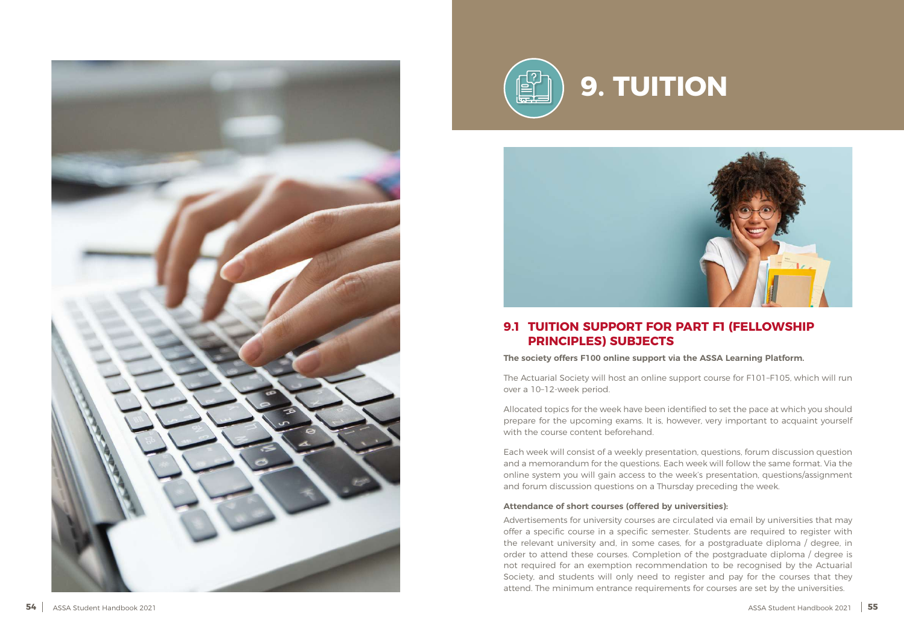# 9. TUITION

## 9.1 TUITION SUPPORT FOR PART F1 (FELLOWSHIP PRINCIPLES) SUBJECTS

**The society offers F100 online support via the ASSA Learning Platform.**

The Actuarial Society will host an online support course for F101–F105, which will run over a 10–12-week period.

Allocated topics for the week have been identified to set the pace at which you should prepare for the upcoming exams. It is, however, very important to acquaint yourself with the course content beforehand.

Each week will consist of a weekly presentation, questions, forum discussion question and a memorandum for the questions. Each week will follow the same format. Via the online system you will gain access to the week's presentation, questions/assignment and forum discussion questions on a Thursday preceding the week.

**Attendance of short courses (offered by universities):**

Advertisements for university courses are circulated via email by universities that may offer a specific course in a specific semester. Students are required to register with the relevant university and, in some cases, for a postgraduate diploma / degree, in order to attend these courses. Completion of the postgraduate diploma / degree is not required for an exemption recommendation to be recognised by the Actuarial Society, and students will only need to register and pay for the courses that they attend. The minimum entrance requirements for courses are set by the universities.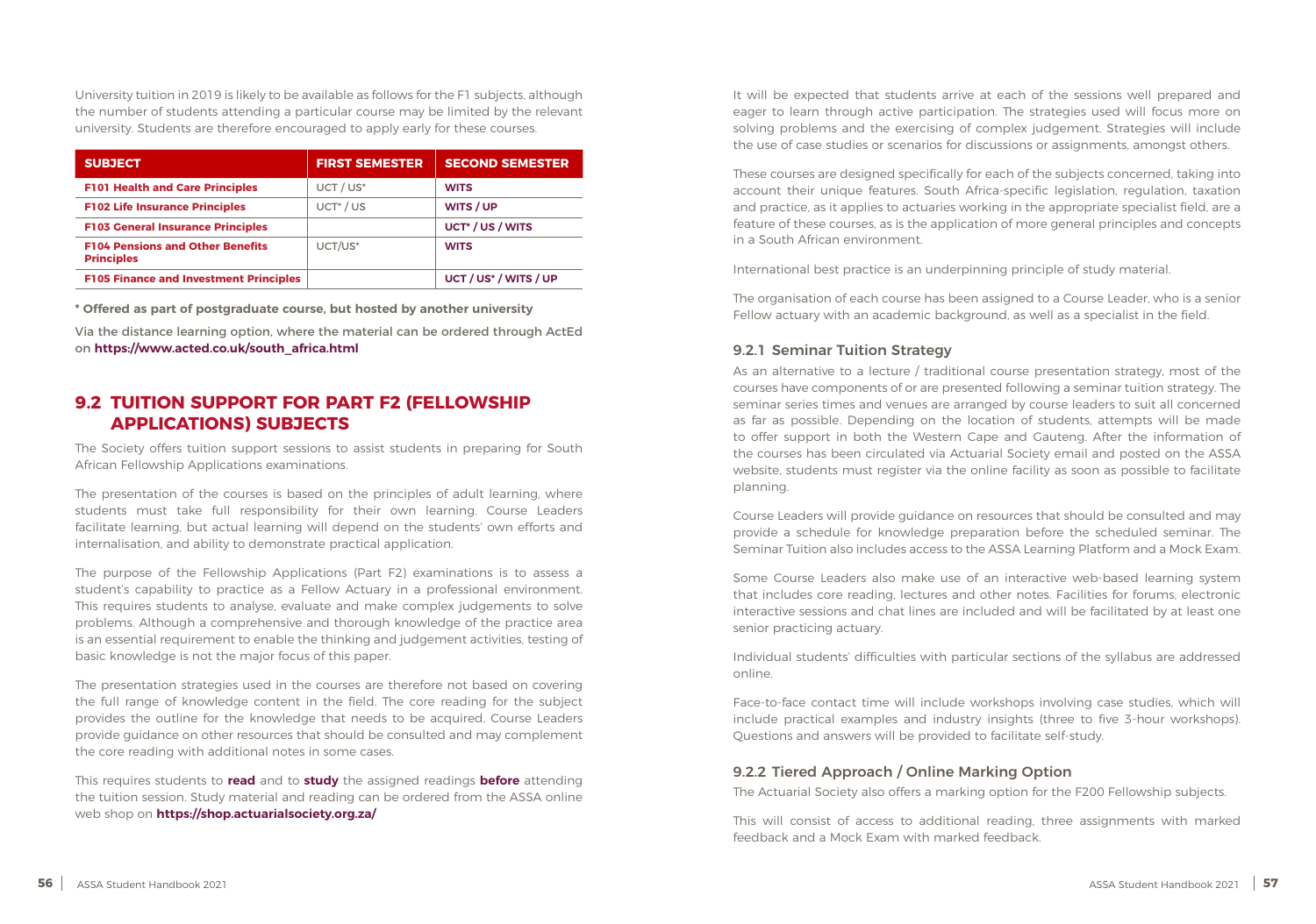University tuition in 2019 is likely to be available as follows for the F1 subjects, although the number of students attending a particular course may be limited by the relevant university. Students are therefore encouraged to apply early for these courses.

| SUBJECT | FIRST SEMESTER | SECOND SEMESTER |
|---|---|---|
| **F101 Health and Care Principles** | UCT / US* | **WITS** |
| **F102 Life Insurance Principles** | UCT* / US | **WITS / UP** |
| **F103 General Insurance Principles** | | **UCT* / US / WITS** |
| **F104 Pensions and Other Benefits Principles** | UCT/US* | **WITS** |
| **F105 Finance and Investment Principles** | | **UCT / US* / WITS / UP** |

**\* Offered as part of postgraduate course, but hosted by another university**

Via the distance learning option, where the material can be ordered through ActEd on **https://www.acted.co.uk/south_africa.html**

## 9.2 TUITION SUPPORT FOR PART F2 (FELLOWSHIP APPLICATIONS) SUBJECTS

The Society offers tuition support sessions to assist students in preparing for South African Fellowship Applications examinations.

The presentation of the courses is based on the principles of adult learning, where students must take full responsibility for their own learning. Course Leaders facilitate learning, but actual learning will depend on the students' own efforts and internalisation, and ability to demonstrate practical application.

The purpose of the Fellowship Applications (Part F2) examinations is to assess a student's capability to practice as a Fellow Actuary in a professional environment. This requires students to analyse, evaluate and make complex judgements to solve problems. Although a comprehensive and thorough knowledge of the practice area is an essential requirement to enable the thinking and judgement activities, testing of basic knowledge is not the major focus of this paper.

The presentation strategies used in the courses are therefore not based on covering the full range of knowledge content in the field. The core reading for the subject provides the outline for the knowledge that needs to be acquired. Course Leaders provide guidance on other resources that should be consulted and may complement the core reading with additional notes in some cases.

This requires students to **read** and to **study** the assigned readings **before** attending the tuition session. Study material and reading can be ordered from the ASSA online web shop on **https://shop.actuarialsociety.org.za/**

It will be expected that students arrive at each of the sessions well prepared and eager to learn through active participation. The strategies used will focus more on solving problems and the exercising of complex judgement. Strategies will include the use of case studies or scenarios for discussions or assignments, amongst others.

These courses are designed specifically for each of the subjects concerned, taking into account their unique features. South Africa-specific legislation, regulation, taxation and practice, as it applies to actuaries working in the appropriate specialist field, are a feature of these courses, as is the application of more general principles and concepts in a South African environment.

International best practice is an underpinning principle of study material.

The organisation of each course has been assigned to a Course Leader, who is a senior Fellow actuary with an academic background, as well as a specialist in the field.

### 9.2.1 Seminar Tuition Strategy

As an alternative to a lecture / traditional course presentation strategy, most of the courses have components of or are presented following a seminar tuition strategy. The seminar series times and venues are arranged by course leaders to suit all concerned as far as possible. Depending on the location of students, attempts will be made to offer support in both the Western Cape and Gauteng. After the information of the courses has been circulated via Actuarial Society email and posted on the ASSA website, students must register via the online facility as soon as possible to facilitate planning.

Course Leaders will provide guidance on resources that should be consulted and may provide a schedule for knowledge preparation before the scheduled seminar. The Seminar Tuition also includes access to the ASSA Learning Platform and a Mock Exam.

Some Course Leaders also make use of an interactive web-based learning system that includes core reading, lectures and other notes. Facilities for forums, electronic interactive sessions and chat lines are included and will be facilitated by at least one senior practicing actuary.

Individual students' difficulties with particular sections of the syllabus are addressed online.

Face-to-face contact time will include workshops involving case studies, which will include practical examples and industry insights (three to five 3-hour workshops). Questions and answers will be provided to facilitate self-study.

### 9.2.2 Tiered Approach / Online Marking Option

The Actuarial Society also offers a marking option for the F200 Fellowship subjects.

This will consist of access to additional reading, three assignments with marked feedback and a Mock Exam with marked feedback.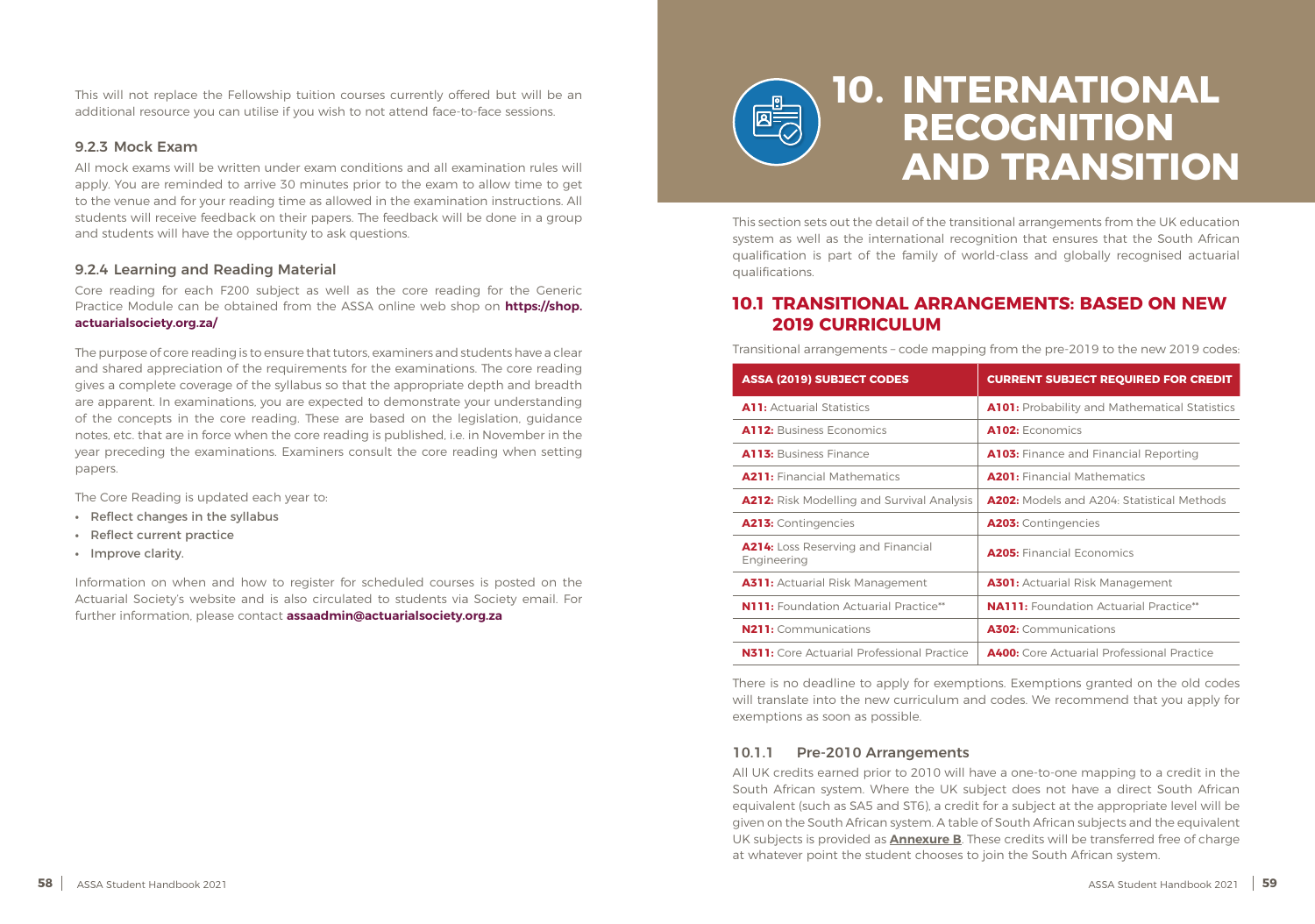This will not replace the Fellowship tuition courses currently offered but will be an additional resource you can utilise if you wish to not attend face-to-face sessions.

### 9.2.3 Mock Exam

All mock exams will be written under exam conditions and all examination rules will apply. You are reminded to arrive 30 minutes prior to the exam to allow time to get to the venue and for your reading time as allowed in the examination instructions. All students will receive feedback on their papers. The feedback will be done in a group and students will have the opportunity to ask questions.

### 9.2.4 Learning and Reading Material

Core reading for each F200 subject as well as the core reading for the Generic Practice Module can be obtained from the ASSA online web shop on **https://shop.actuarialsociety.org.za/**

The purpose of core reading is to ensure that tutors, examiners and students have a clear and shared appreciation of the requirements for the examinations. The core reading gives a complete coverage of the syllabus so that the appropriate depth and breadth are apparent. In examinations, you are expected to demonstrate your understanding of the concepts in the core reading. These are based on the legislation, guidance notes, etc. that are in force when the core reading is published, i.e. in November in the year preceding the examinations. Examiners consult the core reading when setting papers.

The Core Reading is updated each year to:

- Reflect changes in the syllabus
- Reflect current practice
- Improve clarity.

Information on when and how to register for scheduled courses is posted on the Actuarial Society's website and is also circulated to students via Society email. For further information, please contact **assaadmin@actuarialsociety.org.za**

# 10. INTERNATIONAL RECOGNITION AND TRANSITION

This section sets out the detail of the transitional arrangements from the UK education system as well as the international recognition that ensures that the South African qualification is part of the family of world-class and globally recognised actuarial qualifications.

## 10.1 TRANSITIONAL ARRANGEMENTS: BASED ON NEW 2019 CURRICULUM

Transitional arrangements – code mapping from the pre-2019 to the new 2019 codes:

| ASSA (2019) SUBJECT CODES | CURRENT SUBJECT REQUIRED FOR CREDIT |
|---|---|
| **A11:** Actuarial Statistics | **A101:** Probability and Mathematical Statistics |
| **A112:** Business Economics | **A102:** Economics |
| **A113:** Business Finance | **A103:** Finance and Financial Reporting |
| **A211:** Financial Mathematics | **A201:** Financial Mathematics |
| **A212:** Risk Modelling and Survival Analysis | **A202:** Models and A204: Statistical Methods |
| **A213:** Contingencies | **A203:** Contingencies |
| **A214:** Loss Reserving and Financial Engineering | **A205:** Financial Economics |
| **A311:** Actuarial Risk Management | **A301:** Actuarial Risk Management |
| **N111:** Foundation Actuarial Practice** | **NA111:** Foundation Actuarial Practice** |
| **N211:** Communications | **A302:** Communications |
| **N311:** Core Actuarial Professional Practice | **A400:** Core Actuarial Professional Practice |

There is no deadline to apply for exemptions. Exemptions granted on the old codes will translate into the new curriculum and codes. We recommend that you apply for exemptions as soon as possible.

### 10.1.1 Pre-2010 Arrangements

All UK credits earned prior to 2010 will have a one-to-one mapping to a credit in the South African system. Where the UK subject does not have a direct South African equivalent (such as SA5 and ST6), a credit for a subject at the appropriate level will be given on the South African system. A table of South African subjects and the equivalent UK subjects is provided as **Annexure B**. These credits will be transferred free of charge at whatever point the student chooses to join the South African system.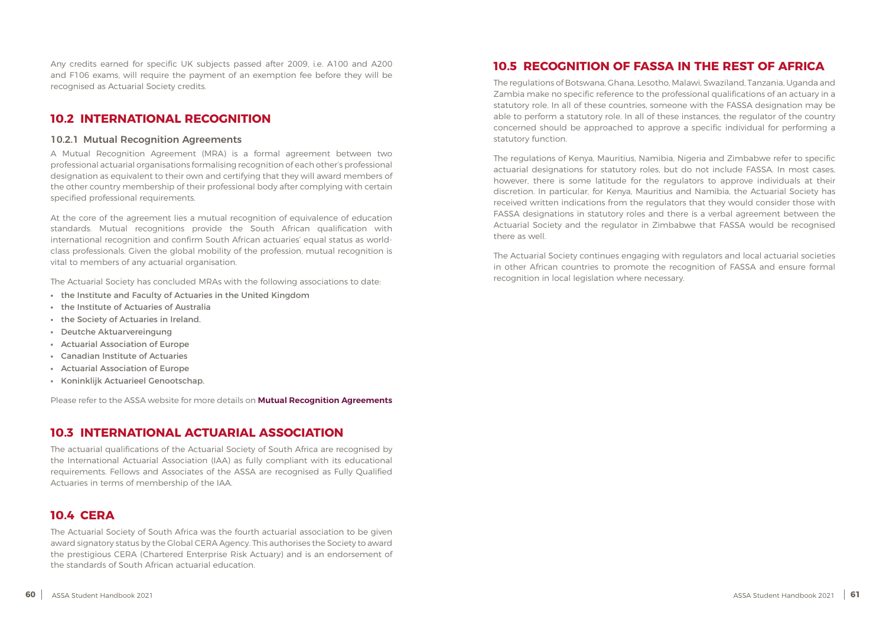Any credits earned for specific UK subjects passed after 2009, i.e. A100 and A200 and F106 exams, will require the payment of an exemption fee before they will be recognised as Actuarial Society credits.

## 10.2 INTERNATIONAL RECOGNITION

### 10.2.1 Mutual Recognition Agreements

A Mutual Recognition Agreement (MRA) is a formal agreement between two professional actuarial organisations formalising recognition of each other's professional designation as equivalent to their own and certifying that they will award members of the other country membership of their professional body after complying with certain specified professional requirements.

At the core of the agreement lies a mutual recognition of equivalence of education standards. Mutual recognitions provide the South African qualification with international recognition and confirm South African actuaries' equal status as world-class professionals. Given the global mobility of the profession, mutual recognition is vital to members of any actuarial organisation.

The Actuarial Society has concluded MRAs with the following associations to date:

- the Institute and Faculty of Actuaries in the United Kingdom
- the Institute of Actuaries of Australia
- the Society of Actuaries in Ireland.
- Deutche Aktuarvereingung
- Actuarial Association of Europe
- Canadian Institute of Actuaries
- Actuarial Association of Europe
- Koninklijk Actuarieel Genootschap.

Please refer to the ASSA website for more details on **Mutual Recognition Agreements**

## 10.3 INTERNATIONAL ACTUARIAL ASSOCIATION

The actuarial qualifications of the Actuarial Society of South Africa are recognised by the International Actuarial Association (IAA) as fully compliant with its educational requirements. Fellows and Associates of the ASSA are recognised as Fully Qualified Actuaries in terms of membership of the IAA.

## 10.4 CERA

The Actuarial Society of South Africa was the fourth actuarial association to be given award signatory status by the Global CERA Agency. This authorises the Society to award the prestigious CERA (Chartered Enterprise Risk Actuary) and is an endorsement of the standards of South African actuarial education.

## 10.5 RECOGNITION OF FASSA IN THE REST OF AFRICA

The regulations of Botswana, Ghana, Lesotho, Malawi, Swaziland, Tanzania, Uganda and Zambia make no specific reference to the professional qualifications of an actuary in a statutory role. In all of these countries, someone with the FASSA designation may be able to perform a statutory role. In all of these instances, the regulator of the country concerned should be approached to approve a specific individual for performing a statutory function.

The regulations of Kenya, Mauritius, Namibia, Nigeria and Zimbabwe refer to specific actuarial designations for statutory roles, but do not include FASSA. In most cases, however, there is some latitude for the regulators to approve individuals at their discretion. In particular, for Kenya, Mauritius and Namibia, the Actuarial Society has received written indications from the regulators that they would consider those with FASSA designations in statutory roles and there is a verbal agreement between the Actuarial Society and the regulator in Zimbabwe that FASSA would be recognised there as well.

The Actuarial Society continues engaging with regulators and local actuarial societies in other African countries to promote the recognition of FASSA and ensure formal recognition in local legislation where necessary.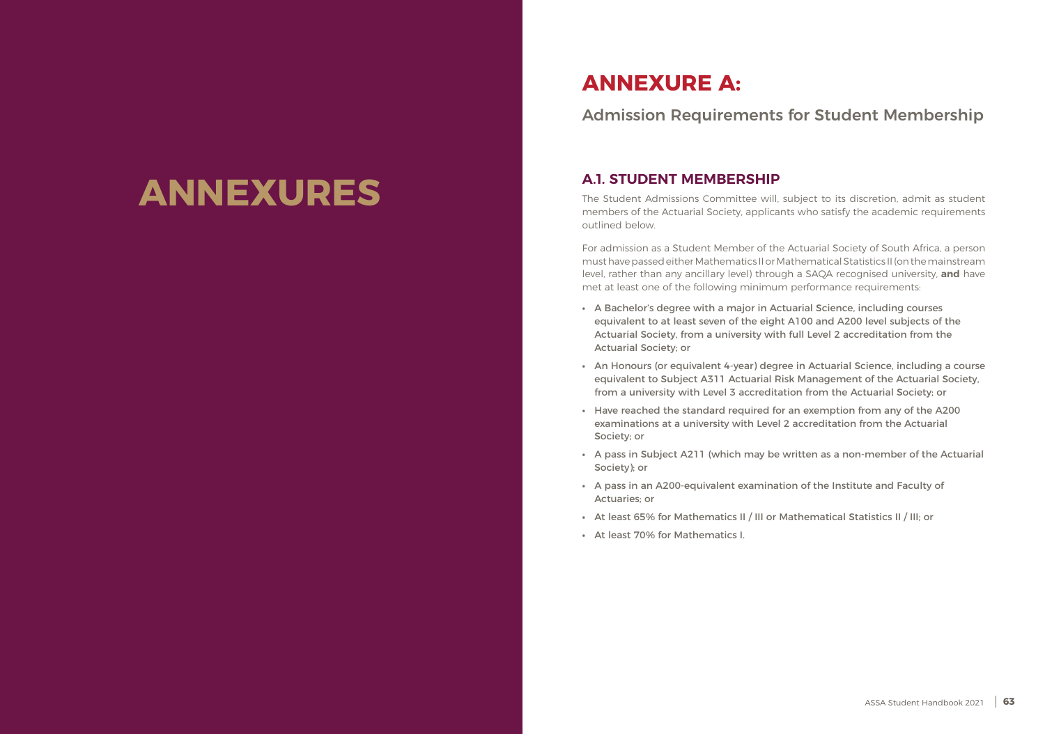# ANNEXURES

# ANNEXURE A:

## Admission Requirements for Student Membership

### A.1. STUDENT MEMBERSHIP

The Student Admissions Committee will, subject to its discretion, admit as student members of the Actuarial Society, applicants who satisfy the academic requirements outlined below.

For admission as a Student Member of the Actuarial Society of South Africa, a person must have passed either Mathematics II or Mathematical Statistics II (on the mainstream level, rather than any ancillary level) through a SAQA recognised university, **and** have met at least one of the following minimum performance requirements:

- A Bachelor's degree with a major in Actuarial Science, including courses equivalent to at least seven of the eight A100 and A200 level subjects of the Actuarial Society, from a university with full Level 2 accreditation from the Actuarial Society; or
- An Honours (or equivalent 4-year) degree in Actuarial Science, including a course equivalent to Subject A311 Actuarial Risk Management of the Actuarial Society, from a university with Level 3 accreditation from the Actuarial Society; or
- Have reached the standard required for an exemption from any of the A200 examinations at a university with Level 2 accreditation from the Actuarial Society; or
- A pass in Subject A211 (which may be written as a non-member of the Actuarial Society); or
- A pass in an A200-equivalent examination of the Institute and Faculty of Actuaries; or
- At least 65% for Mathematics II / III or Mathematical Statistics II / III; or
- At least 70% for Mathematics I.